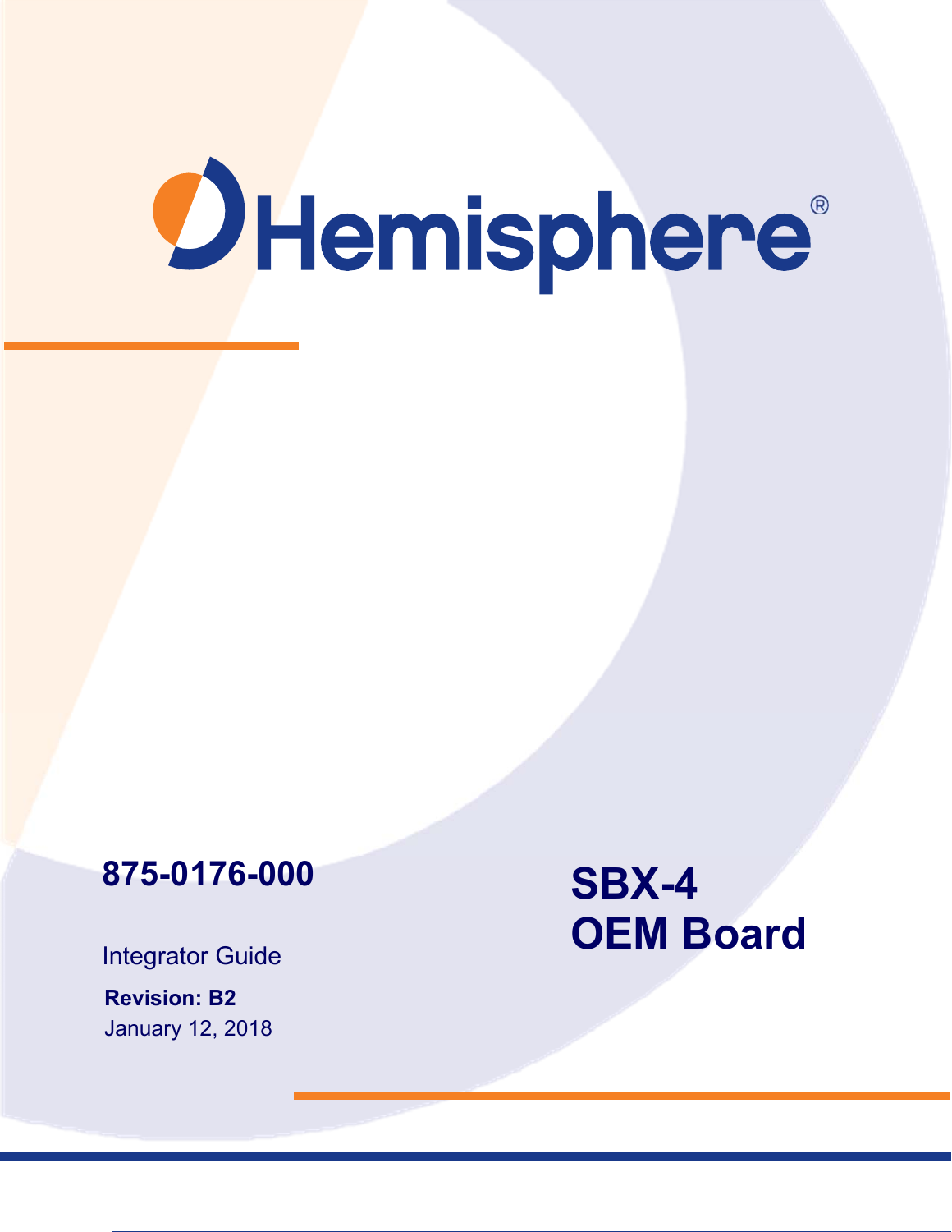Hemisphere®

**875-0176-000**

Integrator Guide

**Revision: B2**

January 12, 2018

# SBX-4 OEM Board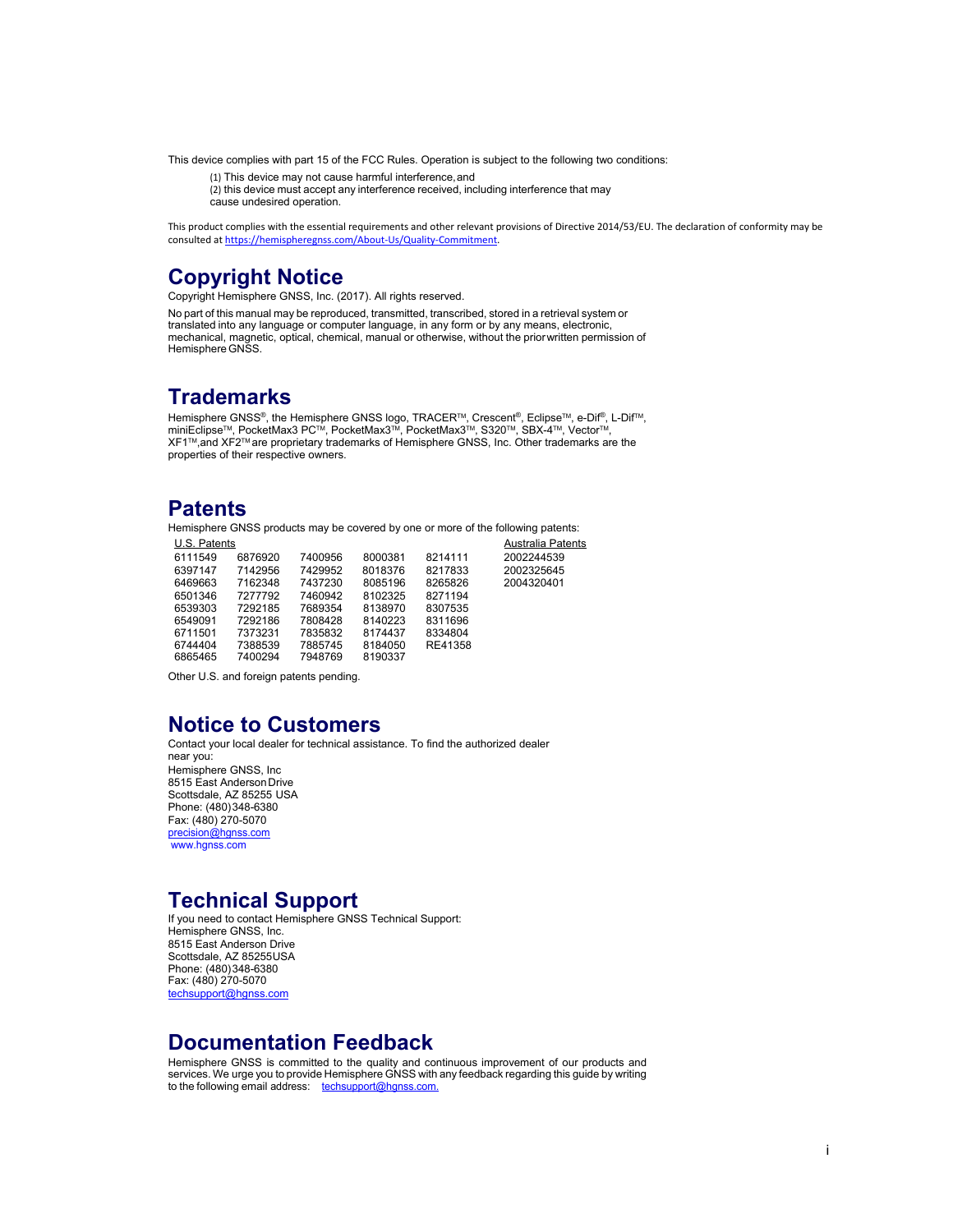This device complies with part 15 of the FCC Rules. Operation is subject to the following two conditions:

(1) This device may not cause harmful interference, and
(2) this device must accept any interference received, including interference that may cause undesired operation.

This product complies with the essential requirements and other relevant provisions of Directive 2014/53/EU. The declaration of conformity may be consulted at https://hemispheregnss.com/About-Us/Quality-Commitment.

# Copyright Notice

Copyright Hemisphere GNSS, Inc. (2017). All rights reserved.

No part of this manual may be reproduced, transmitted, transcribed, stored in a retrieval system or translated into any language or computer language, in any form or by any means, electronic, mechanical, magnetic, optical, chemical, manual or otherwise, without the prior written permission of Hemisphere GNSS.

# Trademarks

Hemisphere GNSS®, the Hemisphere GNSS logo, TRACER™, Crescent®, Eclipse™, e-Dif®, L-Dif™, miniEclipse™, PocketMax3 PC™, PocketMax3™, PocketMax3™, S320™, SBX-4™, Vector™, XF1™,and XF2™ are proprietary trademarks of Hemisphere GNSS, Inc. Other trademarks are the properties of their respective owners.

# Patents

Hemisphere GNSS products may be covered by one or more of the following patents:

| U.S. Patents | | | | | Australia Patents |
|---|---|---|---|---|---|
| 6111549 | 6876920 | 7400956 | 8000381 | 8214111 | 2002244539 |
| 6397147 | 7142956 | 7429952 | 8018376 | 8217833 | 2002325645 |
| 6469663 | 7162348 | 7437230 | 8085196 | 8265826 | 2004320401 |
| 6501346 | 7277792 | 7460942 | 8102325 | 8271194 | |
| 6539303 | 7292185 | 7689354 | 8138970 | 8307535 | |
| 6549091 | 7292186 | 7808428 | 8140223 | 8311696 | |
| 6711501 | 7373231 | 7835832 | 8174437 | 8334804 | |
| 6744404 | 7388539 | 7885745 | 8184050 | RE41358 | |
| 6865465 | 7400294 | 7948769 | 8190337 | | |

Other U.S. and foreign patents pending.

# Notice to Customers

Contact your local dealer for technical assistance. To find the authorized dealer near you:
Hemisphere GNSS, Inc
8515 East Anderson Drive
Scottsdale, AZ 85255 USA
Phone: (480)348-6380
Fax: (480) 270-5070
precision@hgnss.com
www.hgnss.com

# Technical Support

If you need to contact Hemisphere GNSS Technical Support:
Hemisphere GNSS, Inc.
8515 East Anderson Drive
Scottsdale, AZ 85255USA
Phone: (480)348-6380
Fax: (480) 270-5070
techsupport@hgnss.com

# Documentation Feedback

Hemisphere GNSS is committed to the quality and continuous improvement of our products and services. We urge you to provide Hemisphere GNSS with any feedback regarding this guide by writing to the following email address: techsupport@hgnss.com.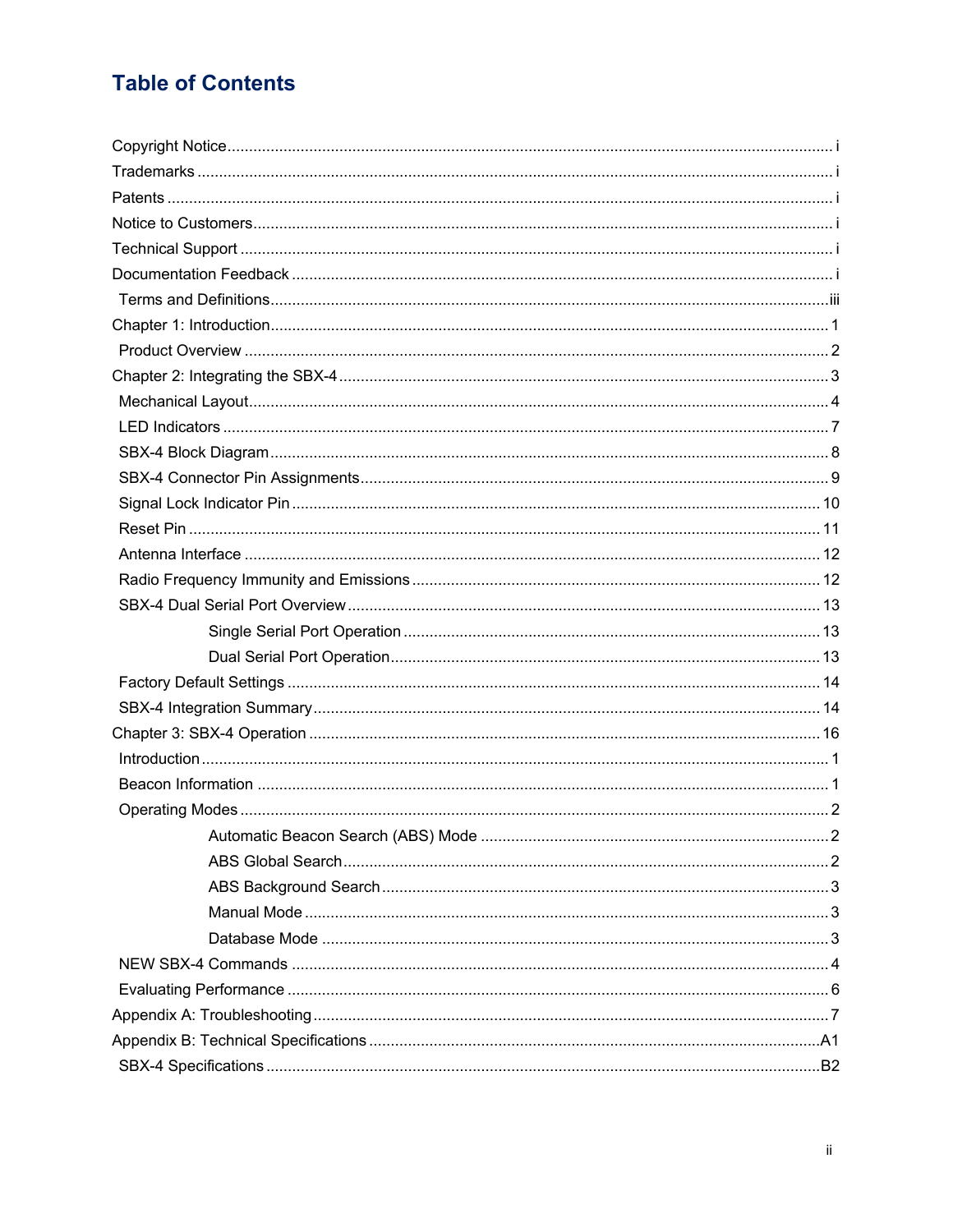# Table of Contents

Copyright Notice .................................................... i
Trademarks .................................................... i
Patents .................................................... i
Notice to Customers .................................................... i
Technical Support .................................................... i
Documentation Feedback .................................................... i
- Terms and Definitions .................................................... iii

Chapter 1: Introduction .................................................... 1
- Product Overview .................................................... 2

Chapter 2: Integrating the SBX-4 .................................................... 3
- Mechanical Layout .................................................... 4
- LED Indicators .................................................... 7
- SBX-4 Block Diagram .................................................... 8
- SBX-4 Connector Pin Assignments .................................................... 9
- Signal Lock Indicator Pin .................................................... 10
- Reset Pin .................................................... 11
- Antenna Interface .................................................... 12
- Radio Frequency Immunity and Emissions .................................................... 12
- SBX-4 Dual Serial Port Overview .................................................... 13
  - Single Serial Port Operation .................................................... 13
  - Dual Serial Port Operation .................................................... 13
- Factory Default Settings .................................................... 14
- SBX-4 Integration Summary .................................................... 14

Chapter 3: SBX-4 Operation .................................................... 16
- Introduction .................................................... 1
- Beacon Information .................................................... 1
- Operating Modes .................................................... 2
  - Automatic Beacon Search (ABS) Mode .................................................... 2
  - ABS Global Search .................................................... 2
  - ABS Background Search .................................................... 3
  - Manual Mode .................................................... 3
  - Database Mode .................................................... 3
- NEW SBX-4 Commands .................................................... 4
- Evaluating Performance .................................................... 6

Appendix A: Troubleshooting .................................................... 7

Appendix B: Technical Specifications .................................................... A1
- SBX-4 Specifications .................................................... B2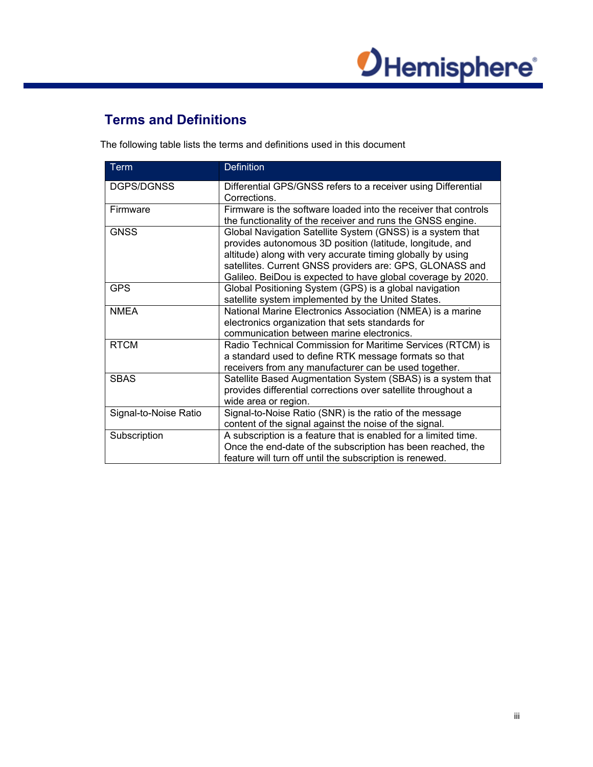## Terms and Definitions

The following table lists the terms and definitions used in this document

| Term | Definition |
|---|---|
| DGPS/DGNSS | Differential GPS/GNSS refers to a receiver using Differential Corrections. |
| Firmware | Firmware is the software loaded into the receiver that controls the functionality of the receiver and runs the GNSS engine. |
| GNSS | Global Navigation Satellite System (GNSS) is a system that provides autonomous 3D position (latitude, longitude, and altitude) along with very accurate timing globally by using satellites. Current GNSS providers are: GPS, GLONASS and Galileo. BeiDou is expected to have global coverage by 2020. |
| GPS | Global Positioning System (GPS) is a global navigation satellite system implemented by the United States. |
| NMEA | National Marine Electronics Association (NMEA) is a marine electronics organization that sets standards for communication between marine electronics. |
| RTCM | Radio Technical Commission for Maritime Services (RTCM) is a standard used to define RTK message formats so that receivers from any manufacturer can be used together. |
| SBAS | Satellite Based Augmentation System (SBAS) is a system that provides differential corrections over satellite throughout a wide area or region. |
| Signal-to-Noise Ratio | Signal-to-Noise Ratio (SNR) is the ratio of the message content of the signal against the noise of the signal. |
| Subscription | A subscription is a feature that is enabled for a limited time. Once the end-date of the subscription has been reached, the feature will turn off until the subscription is renewed. |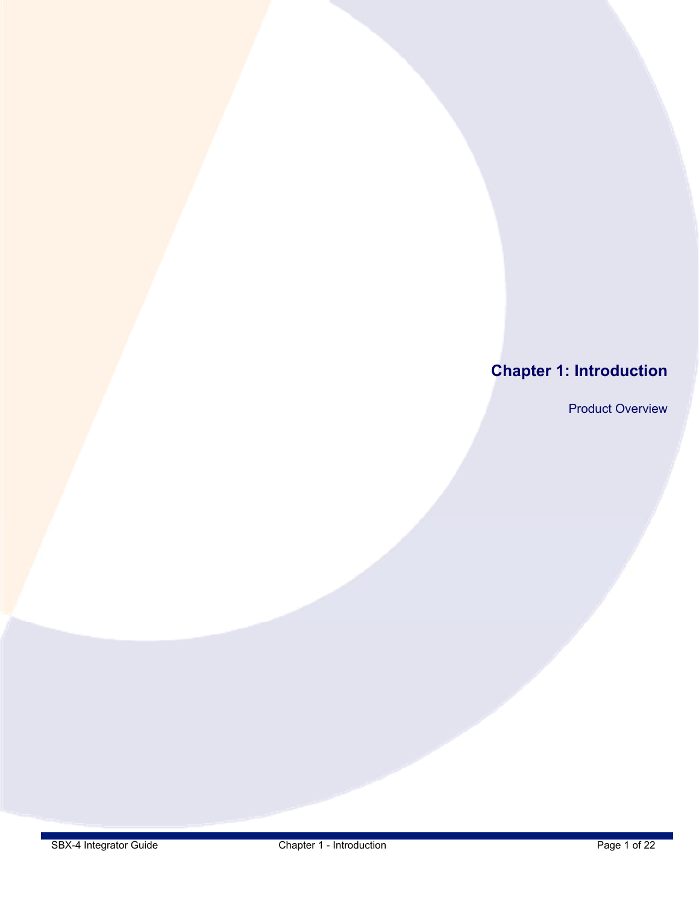# Chapter 1: Introduction

Product Overview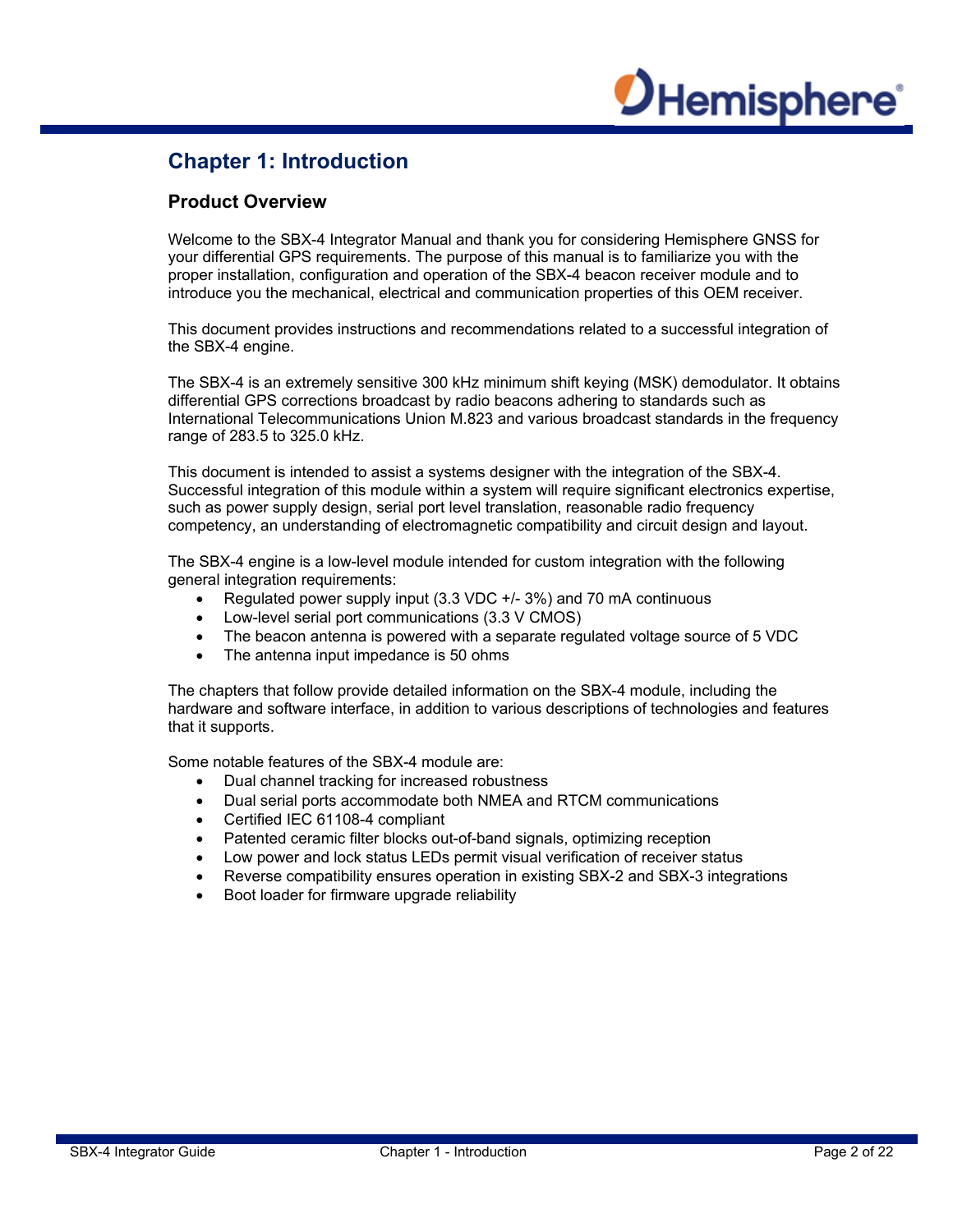# Chapter 1: Introduction

## Product Overview

Welcome to the SBX-4 Integrator Manual and thank you for considering Hemisphere GNSS for your differential GPS requirements. The purpose of this manual is to familiarize you with the proper installation, configuration and operation of the SBX-4 beacon receiver module and to introduce you the mechanical, electrical and communication properties of this OEM receiver.

This document provides instructions and recommendations related to a successful integration of the SBX-4 engine.

The SBX-4 is an extremely sensitive 300 kHz minimum shift keying (MSK) demodulator. It obtains differential GPS corrections broadcast by radio beacons adhering to standards such as International Telecommunications Union M.823 and various broadcast standards in the frequency range of 283.5 to 325.0 kHz.

This document is intended to assist a systems designer with the integration of the SBX-4. Successful integration of this module within a system will require significant electronics expertise, such as power supply design, serial port level translation, reasonable radio frequency competency, an understanding of electromagnetic compatibility and circuit design and layout.

The SBX-4 engine is a low-level module intended for custom integration with the following general integration requirements:

- Regulated power supply input (3.3 VDC +/- 3%) and 70 mA continuous
- Low-level serial port communications (3.3 V CMOS)
- The beacon antenna is powered with a separate regulated voltage source of 5 VDC
- The antenna input impedance is 50 ohms

The chapters that follow provide detailed information on the SBX-4 module, including the hardware and software interface, in addition to various descriptions of technologies and features that it supports.

Some notable features of the SBX-4 module are:

- Dual channel tracking for increased robustness
- Dual serial ports accommodate both NMEA and RTCM communications
- Certified IEC 61108-4 compliant
- Patented ceramic filter blocks out-of-band signals, optimizing reception
- Low power and lock status LEDs permit visual verification of receiver status
- Reverse compatibility ensures operation in existing SBX-2 and SBX-3 integrations
- Boot loader for firmware upgrade reliability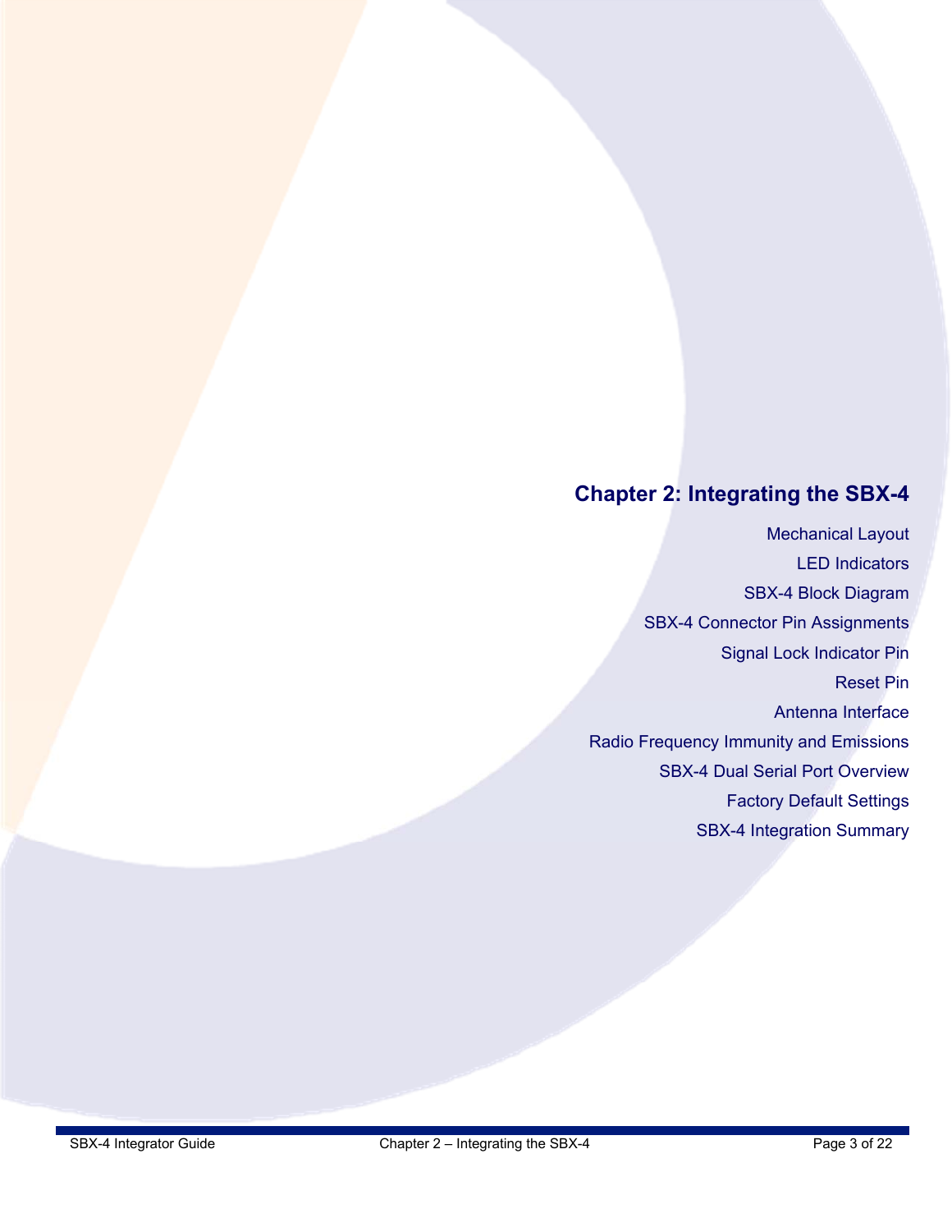# Chapter 2: Integrating the SBX-4

Mechanical Layout

LED Indicators

SBX-4 Block Diagram

SBX-4 Connector Pin Assignments

Signal Lock Indicator Pin

Reset Pin

Antenna Interface

Radio Frequency Immunity and Emissions

SBX-4 Dual Serial Port Overview

Factory Default Settings

SBX-4 Integration Summary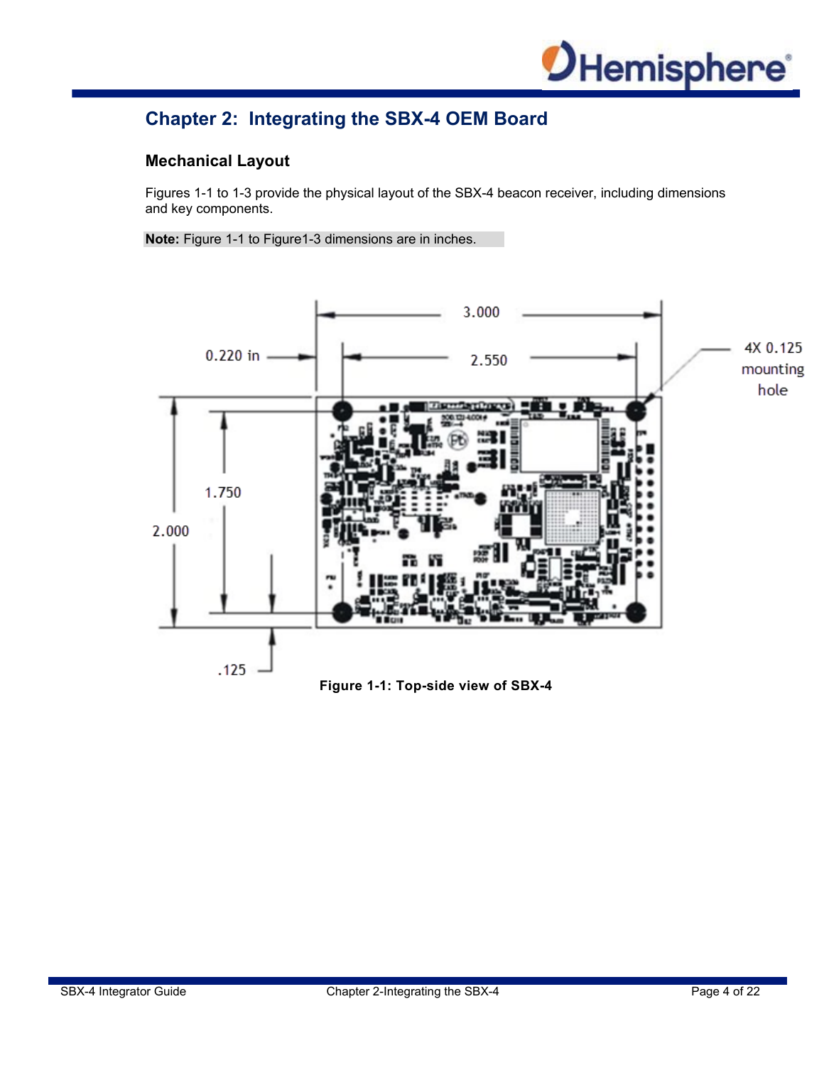# Chapter 2: Integrating the SBX-4 OEM Board

## Mechanical Layout

Figures 1-1 to 1-3 provide the physical layout of the SBX-4 beacon receiver, including dimensions and key components.

**Note:** Figure 1-1 to Figure1-3 dimensions are in inches.

**Figure 1-1: Top-side view of SBX-4**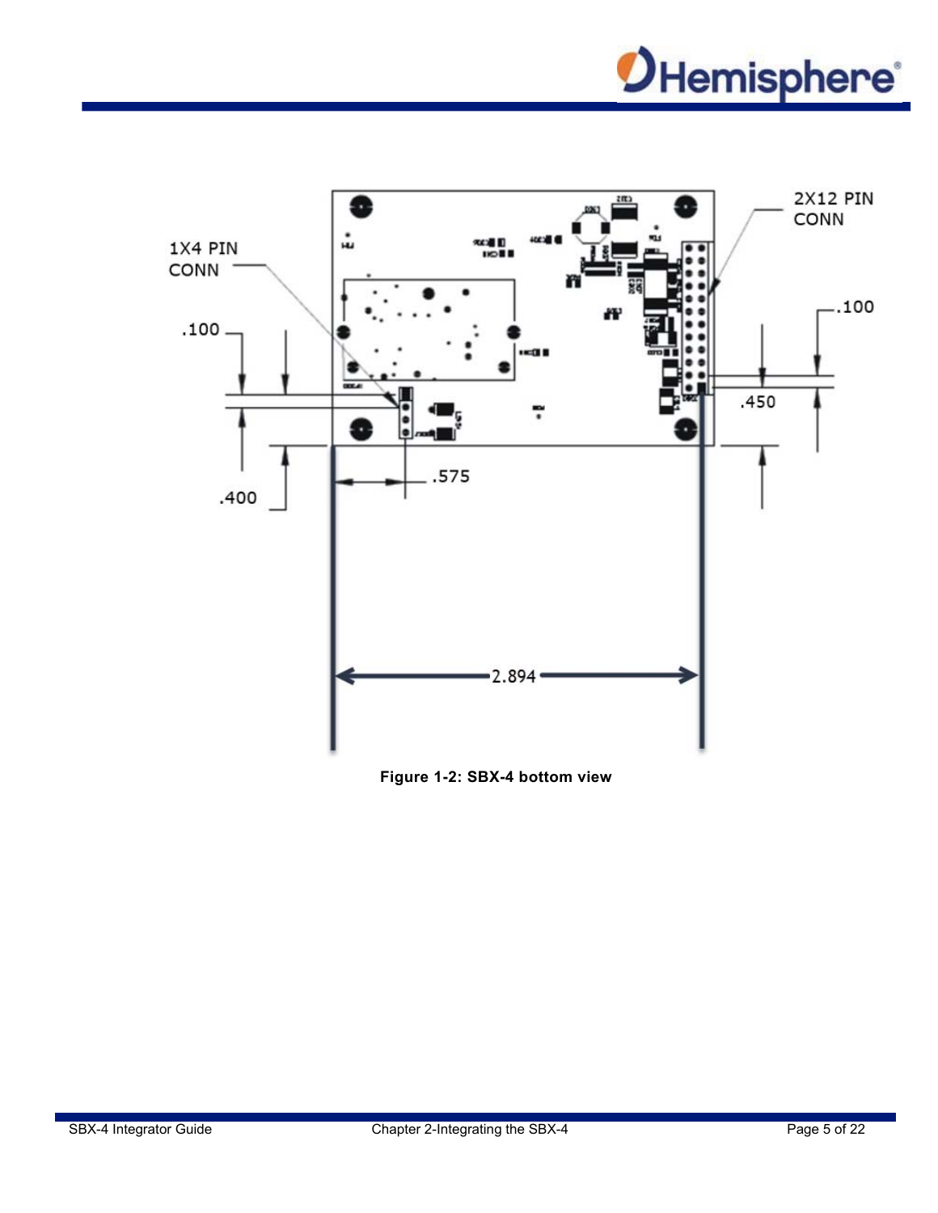Figure 1-2: SBX-4 bottom view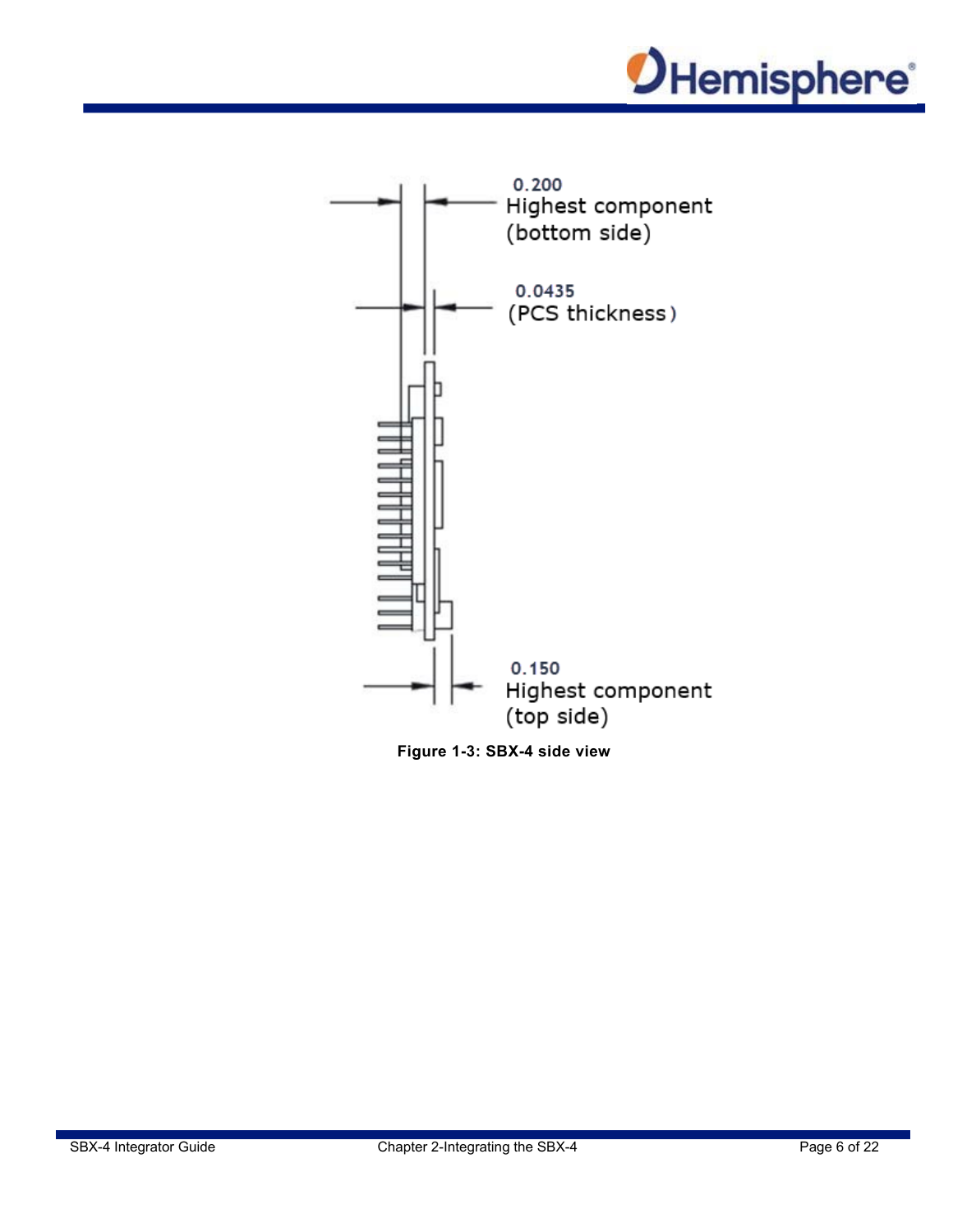0.200
Highest component
(bottom side)

0.0435
(PCS thickness)

0.150
Highest component
(top side)

**Figure 1-3: SBX-4 side view**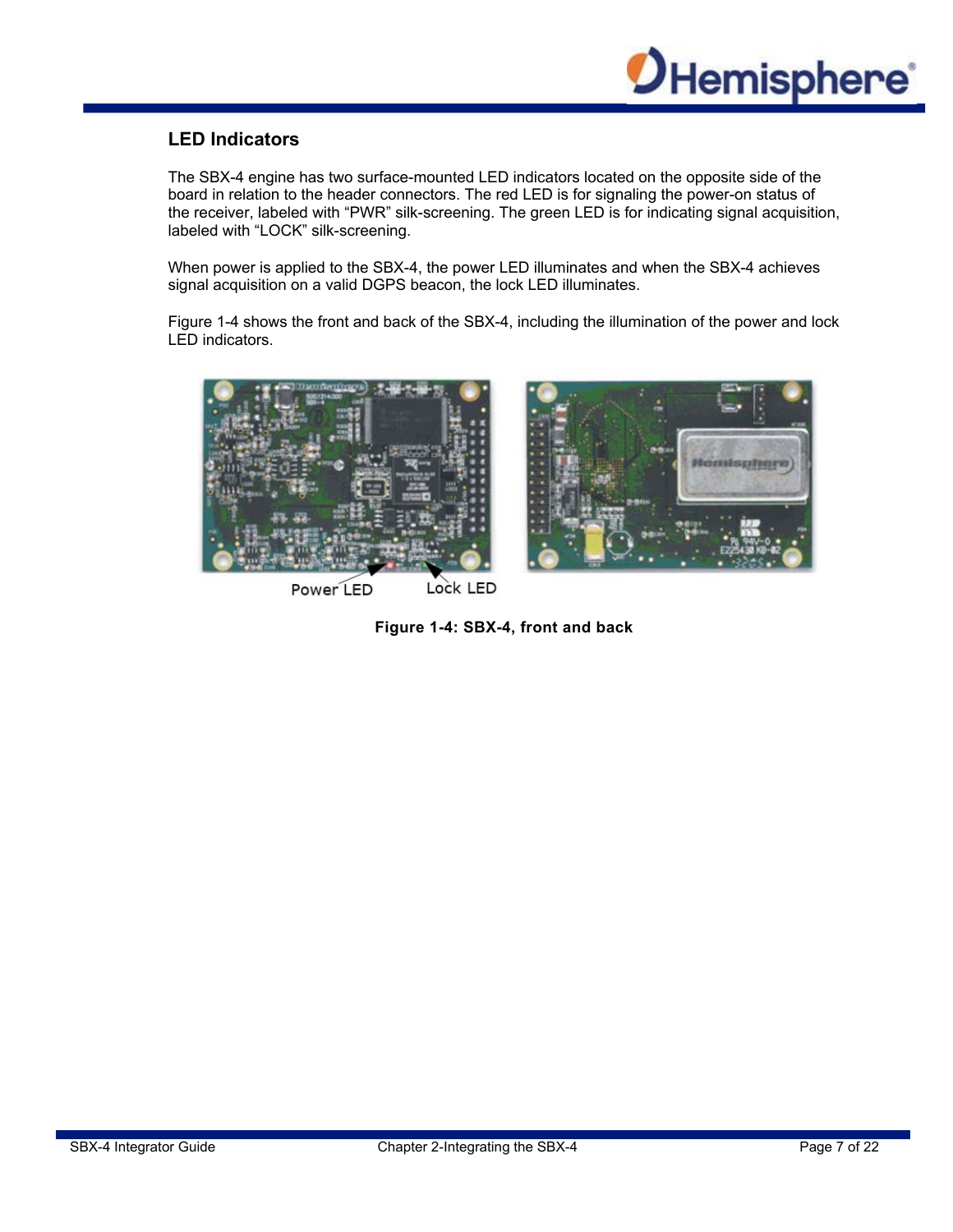## LED Indicators

The SBX-4 engine has two surface-mounted LED indicators located on the opposite side of the board in relation to the header connectors. The red LED is for signaling the power-on status of the receiver, labeled with “PWR” silk-screening. The green LED is for indicating signal acquisition, labeled with “LOCK” silk-screening.

When power is applied to the SBX-4, the power LED illuminates and when the SBX-4 achieves signal acquisition on a valid DGPS beacon, the lock LED illuminates.

Figure 1-4 shows the front and back of the SBX-4, including the illumination of the power and lock LED indicators.

Power LED Lock LED

**Figure 1-4: SBX-4, front and back**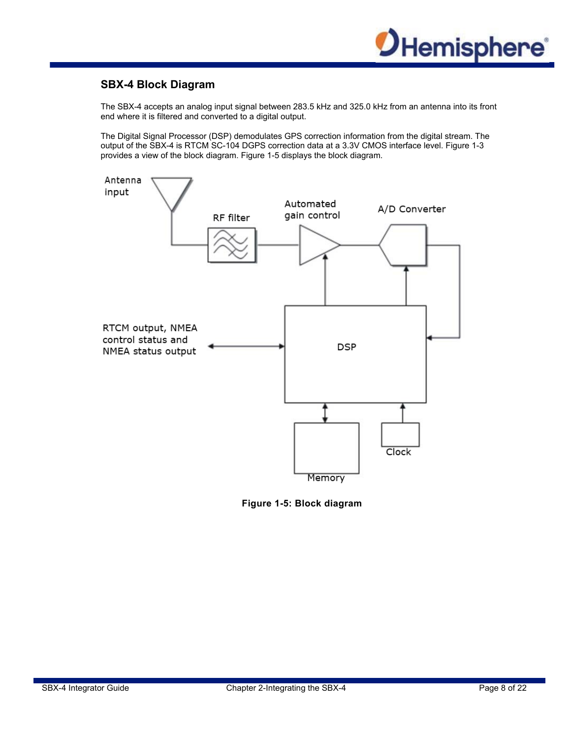## SBX-4 Block Diagram

The SBX-4 accepts an analog input signal between 283.5 kHz and 325.0 kHz from an antenna into its front end where it is filtered and converted to a digital output.

The Digital Signal Processor (DSP) demodulates GPS correction information from the digital stream. The output of the SBX-4 is RTCM SC-104 DGPS correction data at a 3.3V CMOS interface level. Figure 1-3 provides a view of the block diagram. Figure 1-5 displays the block diagram.

**Figure 1-5: Block diagram**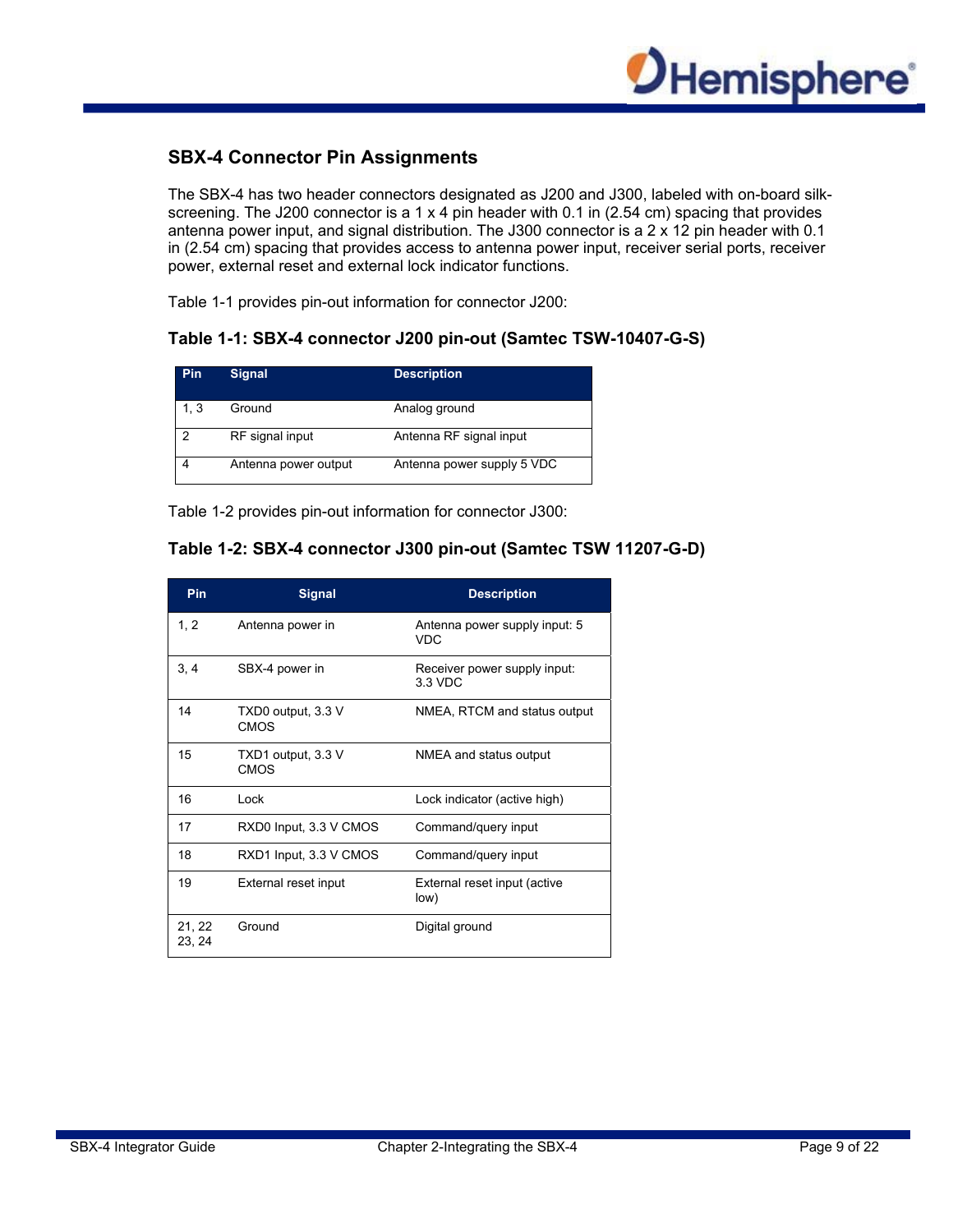## SBX-4 Connector Pin Assignments

The SBX-4 has two header connectors designated as J200 and J300, labeled with on-board silk-screening. The J200 connector is a 1 x 4 pin header with 0.1 in (2.54 cm) spacing that provides antenna power input, and signal distribution. The J300 connector is a 2 x 12 pin header with 0.1 in (2.54 cm) spacing that provides access to antenna power input, receiver serial ports, receiver power, external reset and external lock indicator functions.

Table 1-1 provides pin-out information for connector J200:

### Table 1-1: SBX-4 connector J200 pin-out (Samtec TSW-10407-G-S)

| Pin | Signal | Description |
|---|---|---|
| 1, 3 | Ground | Analog ground |
| 2 | RF signal input | Antenna RF signal input |
| 4 | Antenna power output | Antenna power supply 5 VDC |

Table 1-2 provides pin-out information for connector J300:

### Table 1-2: SBX-4 connector J300 pin-out (Samtec TSW 11207-G-D)

| Pin | Signal | Description |
|---|---|---|
| 1, 2 | Antenna power in | Antenna power supply input: 5 VDC |
| 3, 4 | SBX-4 power in | Receiver power supply input: 3.3 VDC |
| 14 | TXD0 output, 3.3 V CMOS | NMEA, RTCM and status output |
| 15 | TXD1 output, 3.3 V CMOS | NMEA and status output |
| 16 | Lock | Lock indicator (active high) |
| 17 | RXD0 Input, 3.3 V CMOS | Command/query input |
| 18 | RXD1 Input, 3.3 V CMOS | Command/query input |
| 19 | External reset input | External reset input (active low) |
| 21, 22 23, 24 | Ground | Digital ground |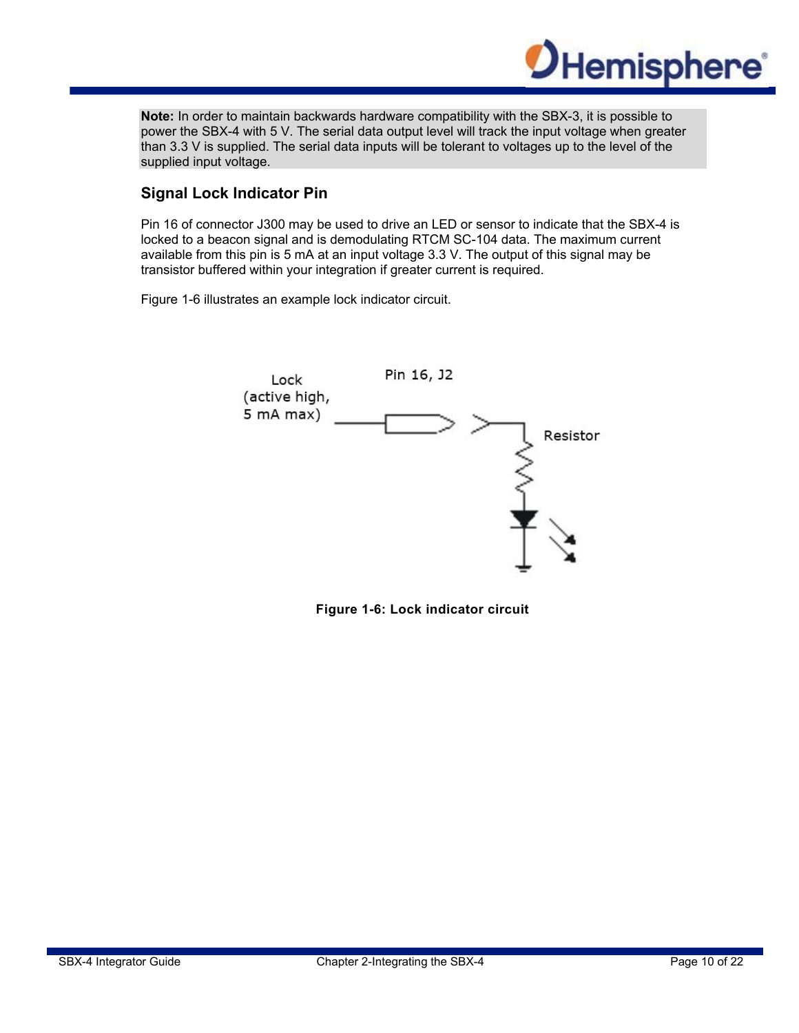**Note:** In order to maintain backwards hardware compatibility with the SBX-3, it is possible to power the SBX-4 with 5 V. The serial data output level will track the input voltage when greater than 3.3 V is supplied. The serial data inputs will be tolerant to voltages up to the level of the supplied input voltage.

### Signal Lock Indicator Pin

Pin 16 of connector J300 may be used to drive an LED or sensor to indicate that the SBX-4 is locked to a beacon signal and is demodulating RTCM SC-104 data. The maximum current available from this pin is 5 mA at an input voltage 3.3 V. The output of this signal may be transistor buffered within your integration if greater current is required.

Figure 1-6 illustrates an example lock indicator circuit.

Lock (active high, 5 mA max)

Pin 16, J2

Resistor

**Figure 1-6: Lock indicator circuit**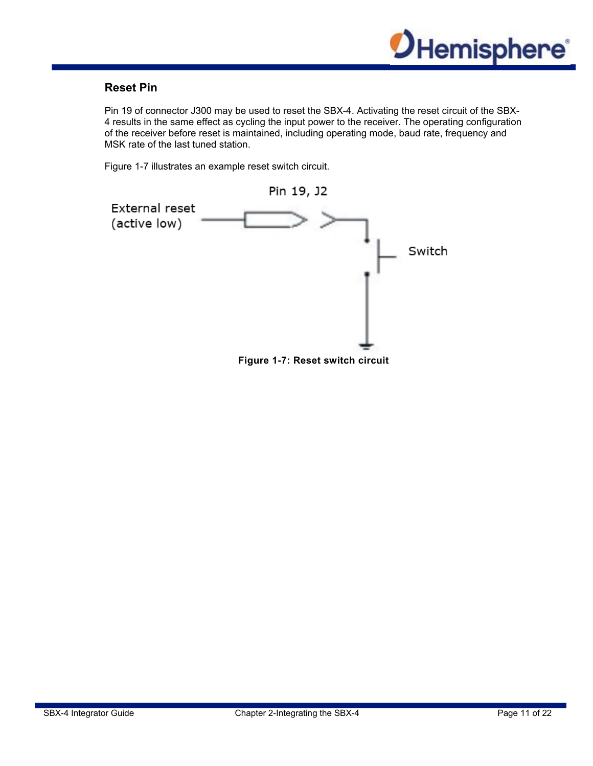## Reset Pin

Pin 19 of connector J300 may be used to reset the SBX-4. Activating the reset circuit of the SBX-4 results in the same effect as cycling the input power to the receiver. The operating configuration of the receiver before reset is maintained, including operating mode, baud rate, frequency and MSK rate of the last tuned station.

Figure 1-7 illustrates an example reset switch circuit.

Pin 19, J2

External reset (active low)

Switch

**Figure 1-7: Reset switch circuit**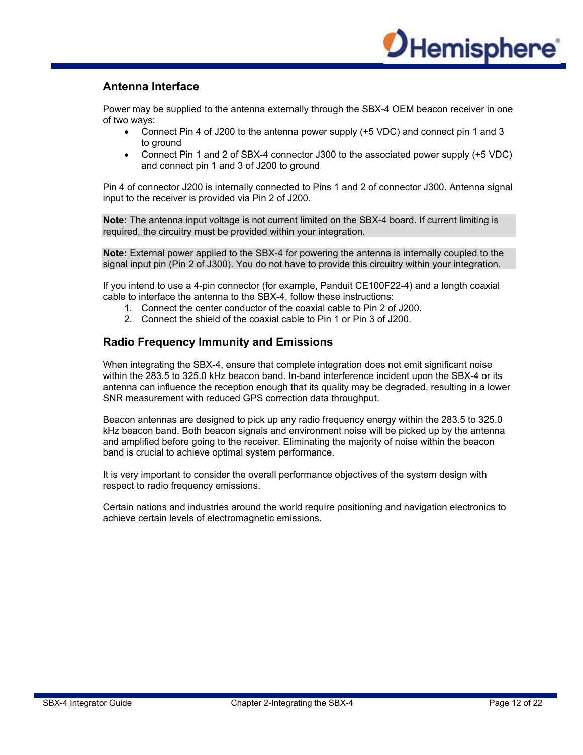## Antenna Interface

Power may be supplied to the antenna externally through the SBX-4 OEM beacon receiver in one of two ways:

- Connect Pin 4 of J200 to the antenna power supply (+5 VDC) and connect pin 1 and 3 to ground
- Connect Pin 1 and 2 of SBX-4 connector J300 to the associated power supply (+5 VDC) and connect pin 1 and 3 of J200 to ground

Pin 4 of connector J200 is internally connected to Pins 1 and 2 of connector J300. Antenna signal input to the receiver is provided via Pin 2 of J200.

**Note:** The antenna input voltage is not current limited on the SBX-4 board. If current limiting is required, the circuitry must be provided within your integration.

**Note:** External power applied to the SBX-4 for powering the antenna is internally coupled to the signal input pin (Pin 2 of J300). You do not have to provide this circuitry within your integration.

If you intend to use a 4-pin connector (for example, Panduit CE100F22-4) and a length coaxial cable to interface the antenna to the SBX-4, follow these instructions:

1. Connect the center conductor of the coaxial cable to Pin 2 of J200.
2. Connect the shield of the coaxial cable to Pin 1 or Pin 3 of J200.

## Radio Frequency Immunity and Emissions

When integrating the SBX-4, ensure that complete integration does not emit significant noise within the 283.5 to 325.0 kHz beacon band. In-band interference incident upon the SBX-4 or its antenna can influence the reception enough that its quality may be degraded, resulting in a lower SNR measurement with reduced GPS correction data throughput.

Beacon antennas are designed to pick up any radio frequency energy within the 283.5 to 325.0 kHz beacon band. Both beacon signals and environment noise will be picked up by the antenna and amplified before going to the receiver. Eliminating the majority of noise within the beacon band is crucial to achieve optimal system performance.

It is very important to consider the overall performance objectives of the system design with respect to radio frequency emissions.

Certain nations and industries around the world require positioning and navigation electronics to achieve certain levels of electromagnetic emissions.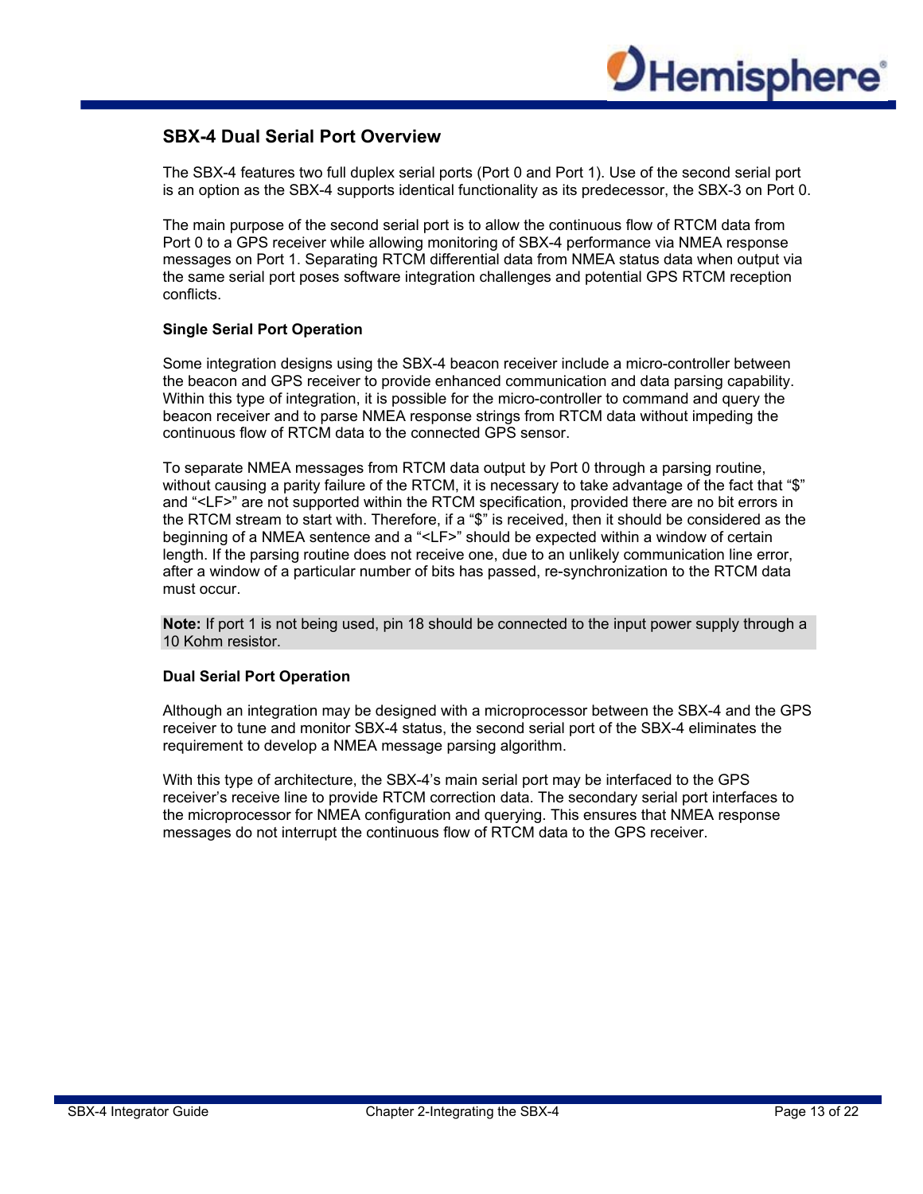## SBX-4 Dual Serial Port Overview

The SBX-4 features two full duplex serial ports (Port 0 and Port 1). Use of the second serial port is an option as the SBX-4 supports identical functionality as its predecessor, the SBX-3 on Port 0.

The main purpose of the second serial port is to allow the continuous flow of RTCM data from Port 0 to a GPS receiver while allowing monitoring of SBX-4 performance via NMEA response messages on Port 1. Separating RTCM differential data from NMEA status data when output via the same serial port poses software integration challenges and potential GPS RTCM reception conflicts.

### Single Serial Port Operation

Some integration designs using the SBX-4 beacon receiver include a micro-controller between the beacon and GPS receiver to provide enhanced communication and data parsing capability. Within this type of integration, it is possible for the micro-controller to command and query the beacon receiver and to parse NMEA response strings from RTCM data without impeding the continuous flow of RTCM data to the connected GPS sensor.

To separate NMEA messages from RTCM data output by Port 0 through a parsing routine, without causing a parity failure of the RTCM, it is necessary to take advantage of the fact that "$" and "<LF>" are not supported within the RTCM specification, provided there are no bit errors in the RTCM stream to start with. Therefore, if a "$" is received, then it should be considered as the beginning of a NMEA sentence and a "<LF>" should be expected within a window of certain length. If the parsing routine does not receive one, due to an unlikely communication line error, after a window of a particular number of bits has passed, re-synchronization to the RTCM data must occur.

**Note:** If port 1 is not being used, pin 18 should be connected to the input power supply through a 10 Kohm resistor.

### Dual Serial Port Operation

Although an integration may be designed with a microprocessor between the SBX-4 and the GPS receiver to tune and monitor SBX-4 status, the second serial port of the SBX-4 eliminates the requirement to develop a NMEA message parsing algorithm.

With this type of architecture, the SBX-4's main serial port may be interfaced to the GPS receiver's receive line to provide RTCM correction data. The secondary serial port interfaces to the microprocessor for NMEA configuration and querying. This ensures that NMEA response messages do not interrupt the continuous flow of RTCM data to the GPS receiver.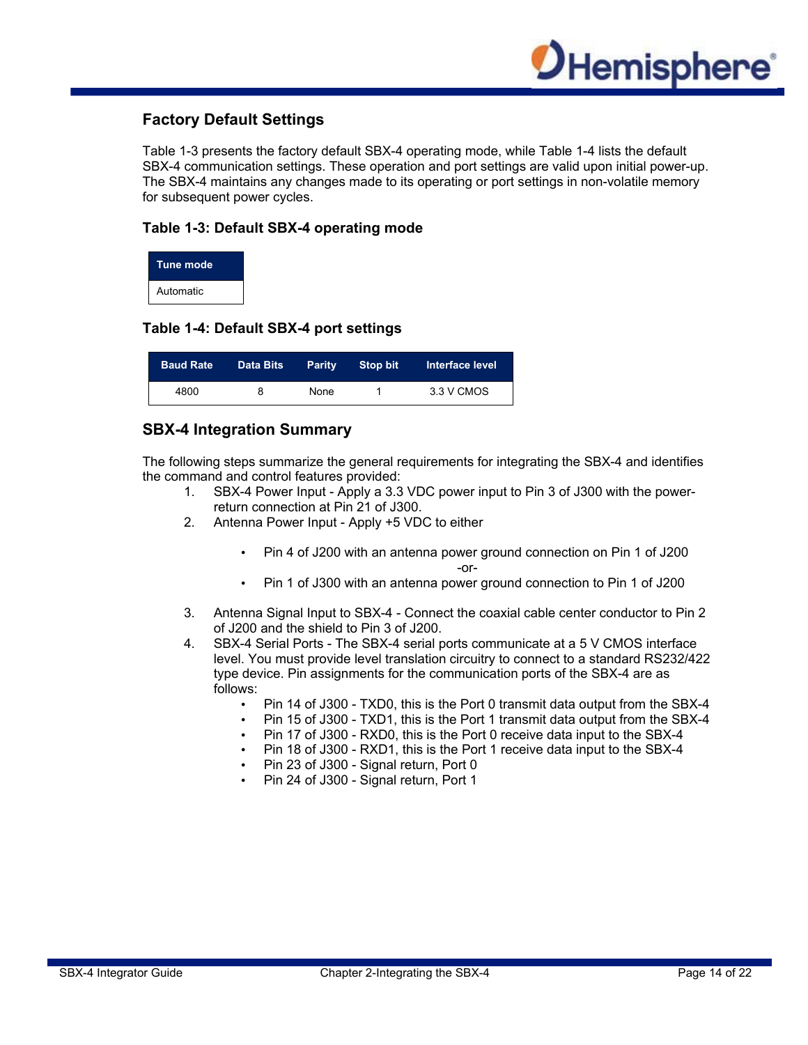## Factory Default Settings

Table 1-3 presents the factory default SBX-4 operating mode, while Table 1-4 lists the default SBX-4 communication settings. These operation and port settings are valid upon initial power-up. The SBX-4 maintains any changes made to its operating or port settings in non-volatile memory for subsequent power cycles.

### Table 1-3: Default SBX-4 operating mode

| Tune mode |
|---|
| Automatic |

### Table 1-4: Default SBX-4 port settings

| Baud Rate | Data Bits | Parity | Stop bit | Interface level |
|---|---|---|---|---|
| 4800 | 8 | None | 1 | 3.3 V CMOS |

## SBX-4 Integration Summary

The following steps summarize the general requirements for integrating the SBX-4 and identifies the command and control features provided:

1. SBX-4 Power Input - Apply a 3.3 VDC power input to Pin 3 of J300 with the power-return connection at Pin 21 of J300.
2. Antenna Power Input - Apply +5 VDC to either
   - Pin 4 of J200 with an antenna power ground connection on Pin 1 of J200

     -or-
   - Pin 1 of J300 with an antenna power ground connection to Pin 1 of J200
3. Antenna Signal Input to SBX-4 - Connect the coaxial cable center conductor to Pin 2 of J200 and the shield to Pin 3 of J200.
4. SBX-4 Serial Ports - The SBX-4 serial ports communicate at a 5 V CMOS interface level. You must provide level translation circuitry to connect to a standard RS232/422 type device. Pin assignments for the communication ports of the SBX-4 are as follows:
   - Pin 14 of J300 - TXD0, this is the Port 0 transmit data output from the SBX-4
   - Pin 15 of J300 - TXD1, this is the Port 1 transmit data output from the SBX-4
   - Pin 17 of J300 - RXD0, this is the Port 0 receive data input to the SBX-4
   - Pin 18 of J300 - RXD1, this is the Port 1 receive data input to the SBX-4
   - Pin 23 of J300 - Signal return, Port 0
   - Pin 24 of J300 - Signal return, Port 1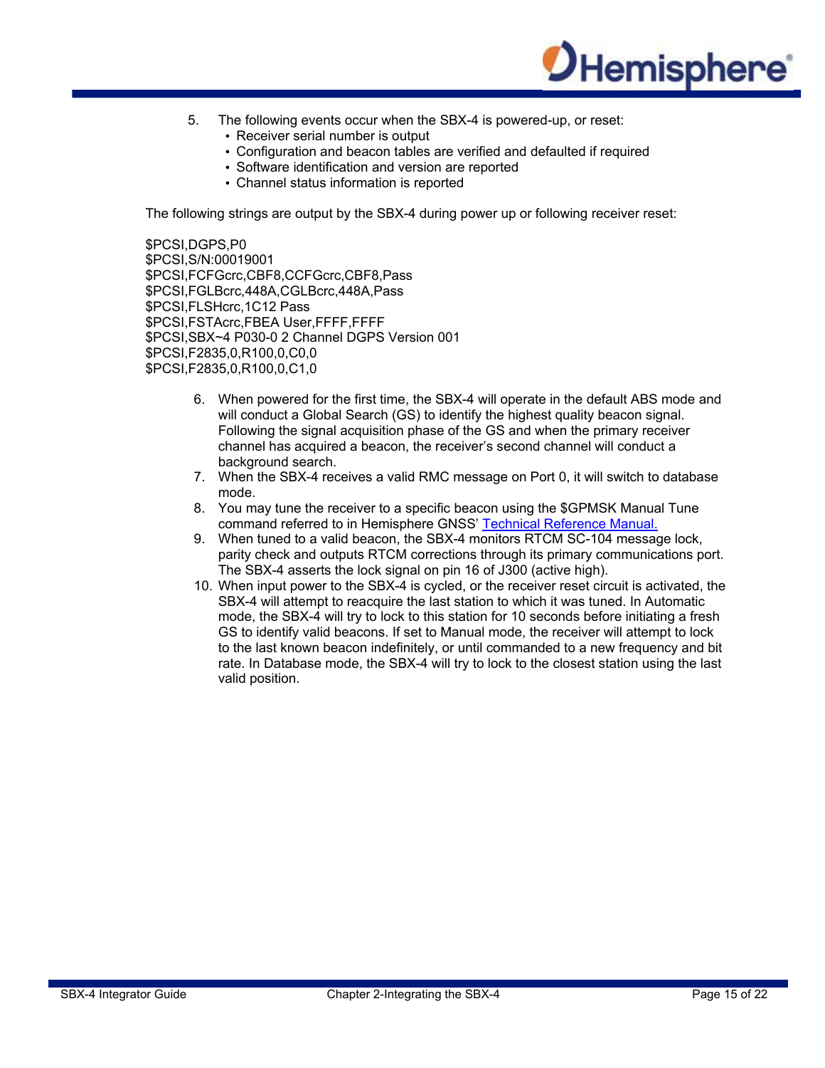5. The following events occur when the SBX-4 is powered-up, or reset:
   - Receiver serial number is output
   - Configuration and beacon tables are verified and defaulted if required
   - Software identification and version are reported
   - Channel status information is reported

The following strings are output by the SBX-4 during power up or following receiver reset:

```
$PCSI,DGPS,P0
$PCSI,S/N:00019001
$PCSI,FCFGcrc,CBF8,CCFGcrc,CBF8,Pass
$PCSI,FGLBcrc,448A,CGLBcrc,448A,Pass
$PCSI,FLSHcrc,1C12 Pass
$PCSI,FSTAcrc,FBEA User,FFFF,FFFF
$PCSI,SBX~4 P030-0 2 Channel DGPS Version 001
$PCSI,F2835,0,R100,0,C0,0
$PCSI,F2835,0,R100,0,C1,0
```

6. When powered for the first time, the SBX-4 will operate in the default ABS mode and will conduct a Global Search (GS) to identify the highest quality beacon signal. Following the signal acquisition phase of the GS and when the primary receiver channel has acquired a beacon, the receiver's second channel will conduct a background search.
7. When the SBX-4 receives a valid RMC message on Port 0, it will switch to database mode.
8. You may tune the receiver to a specific beacon using the $GPMSK Manual Tune command referred to in Hemisphere GNSS' Technical Reference Manual.
9. When tuned to a valid beacon, the SBX-4 monitors RTCM SC-104 message lock, parity check and outputs RTCM corrections through its primary communications port. The SBX-4 asserts the lock signal on pin 16 of J300 (active high).
10. When input power to the SBX-4 is cycled, or the receiver reset circuit is activated, the SBX-4 will attempt to reacquire the last station to which it was tuned. In Automatic mode, the SBX-4 will try to lock to this station for 10 seconds before initiating a fresh GS to identify valid beacons. If set to Manual mode, the receiver will attempt to lock to the last known beacon indefinitely, or until commanded to a new frequency and bit rate. In Database mode, the SBX-4 will try to lock to the closest station using the last valid position.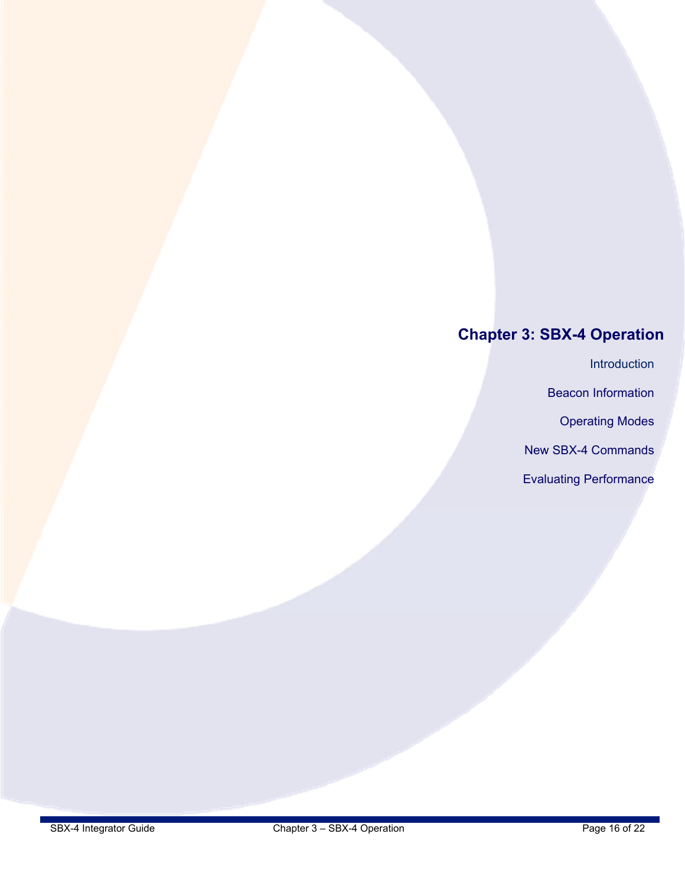# Chapter 3: SBX-4 Operation

Introduction

Beacon Information

Operating Modes

New SBX-4 Commands

Evaluating Performance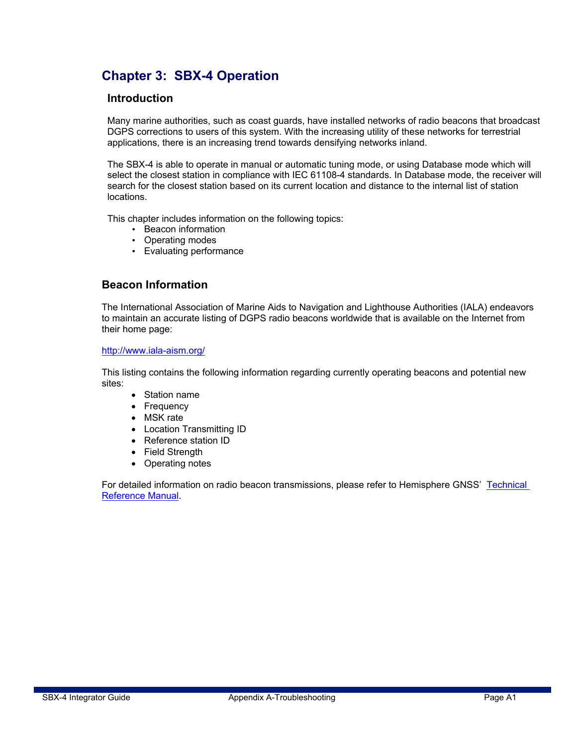# Chapter 3: SBX-4 Operation

## Introduction

Many marine authorities, such as coast guards, have installed networks of radio beacons that broadcast DGPS corrections to users of this system. With the increasing utility of these networks for terrestrial applications, there is an increasing trend towards densifying networks inland.

The SBX-4 is able to operate in manual or automatic tuning mode, or using Database mode which will select the closest station in compliance with IEC 61108-4 standards. In Database mode, the receiver will search for the closest station based on its current location and distance to the internal list of station locations.

This chapter includes information on the following topics:

- Beacon information
- Operating modes
- Evaluating performance

## Beacon Information

The International Association of Marine Aids to Navigation and Lighthouse Authorities (IALA) endeavors to maintain an accurate listing of DGPS radio beacons worldwide that is available on the Internet from their home page:

http://www.iala-aism.org/

This listing contains the following information regarding currently operating beacons and potential new sites:

- Station name
- Frequency
- MSK rate
- Location Transmitting ID
- Reference station ID
- Field Strength
- Operating notes

For detailed information on radio beacon transmissions, please refer to Hemisphere GNSS' Technical Reference Manual.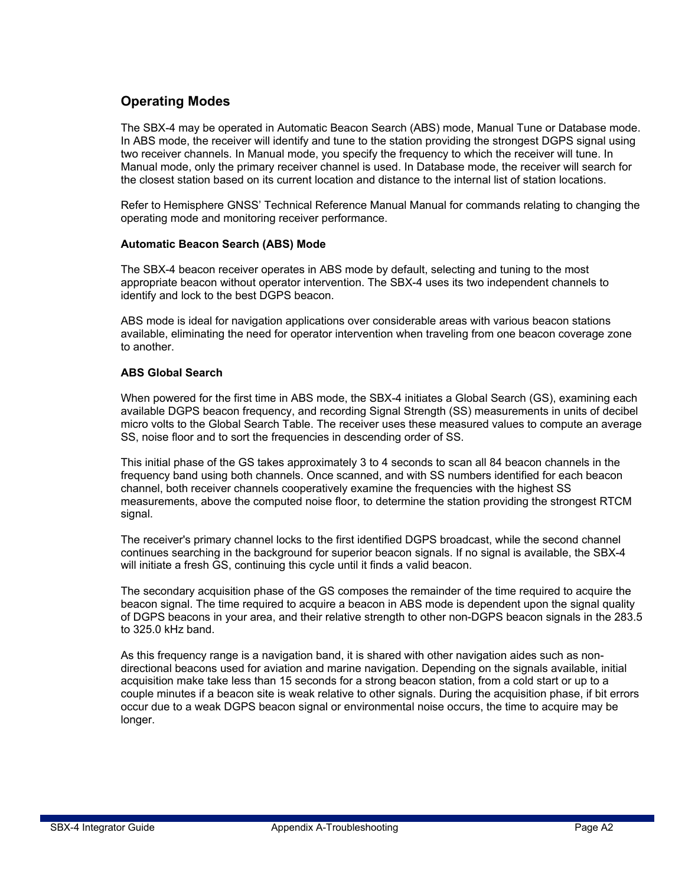## Operating Modes

The SBX-4 may be operated in Automatic Beacon Search (ABS) mode, Manual Tune or Database mode. In ABS mode, the receiver will identify and tune to the station providing the strongest DGPS signal using two receiver channels. In Manual mode, you specify the frequency to which the receiver will tune. In Manual mode, only the primary receiver channel is used. In Database mode, the receiver will search for the closest station based on its current location and distance to the internal list of station locations.

Refer to Hemisphere GNSS' Technical Reference Manual Manual for commands relating to changing the operating mode and monitoring receiver performance.

### Automatic Beacon Search (ABS) Mode

The SBX-4 beacon receiver operates in ABS mode by default, selecting and tuning to the most appropriate beacon without operator intervention. The SBX-4 uses its two independent channels to identify and lock to the best DGPS beacon.

ABS mode is ideal for navigation applications over considerable areas with various beacon stations available, eliminating the need for operator intervention when traveling from one beacon coverage zone to another.

### ABS Global Search

When powered for the first time in ABS mode, the SBX-4 initiates a Global Search (GS), examining each available DGPS beacon frequency, and recording Signal Strength (SS) measurements in units of decibel micro volts to the Global Search Table. The receiver uses these measured values to compute an average SS, noise floor and to sort the frequencies in descending order of SS.

This initial phase of the GS takes approximately 3 to 4 seconds to scan all 84 beacon channels in the frequency band using both channels. Once scanned, and with SS numbers identified for each beacon channel, both receiver channels cooperatively examine the frequencies with the highest SS measurements, above the computed noise floor, to determine the station providing the strongest RTCM signal.

The receiver's primary channel locks to the first identified DGPS broadcast, while the second channel continues searching in the background for superior beacon signals. If no signal is available, the SBX-4 will initiate a fresh GS, continuing this cycle until it finds a valid beacon.

The secondary acquisition phase of the GS composes the remainder of the time required to acquire the beacon signal. The time required to acquire a beacon in ABS mode is dependent upon the signal quality of DGPS beacons in your area, and their relative strength to other non-DGPS beacon signals in the 283.5 to 325.0 kHz band.

As this frequency range is a navigation band, it is shared with other navigation aides such as non-directional beacons used for aviation and marine navigation. Depending on the signals available, initial acquisition make take less than 15 seconds for a strong beacon station, from a cold start or up to a couple minutes if a beacon site is weak relative to other signals. During the acquisition phase, if bit errors occur due to a weak DGPS beacon signal or environmental noise occurs, the time to acquire may be longer.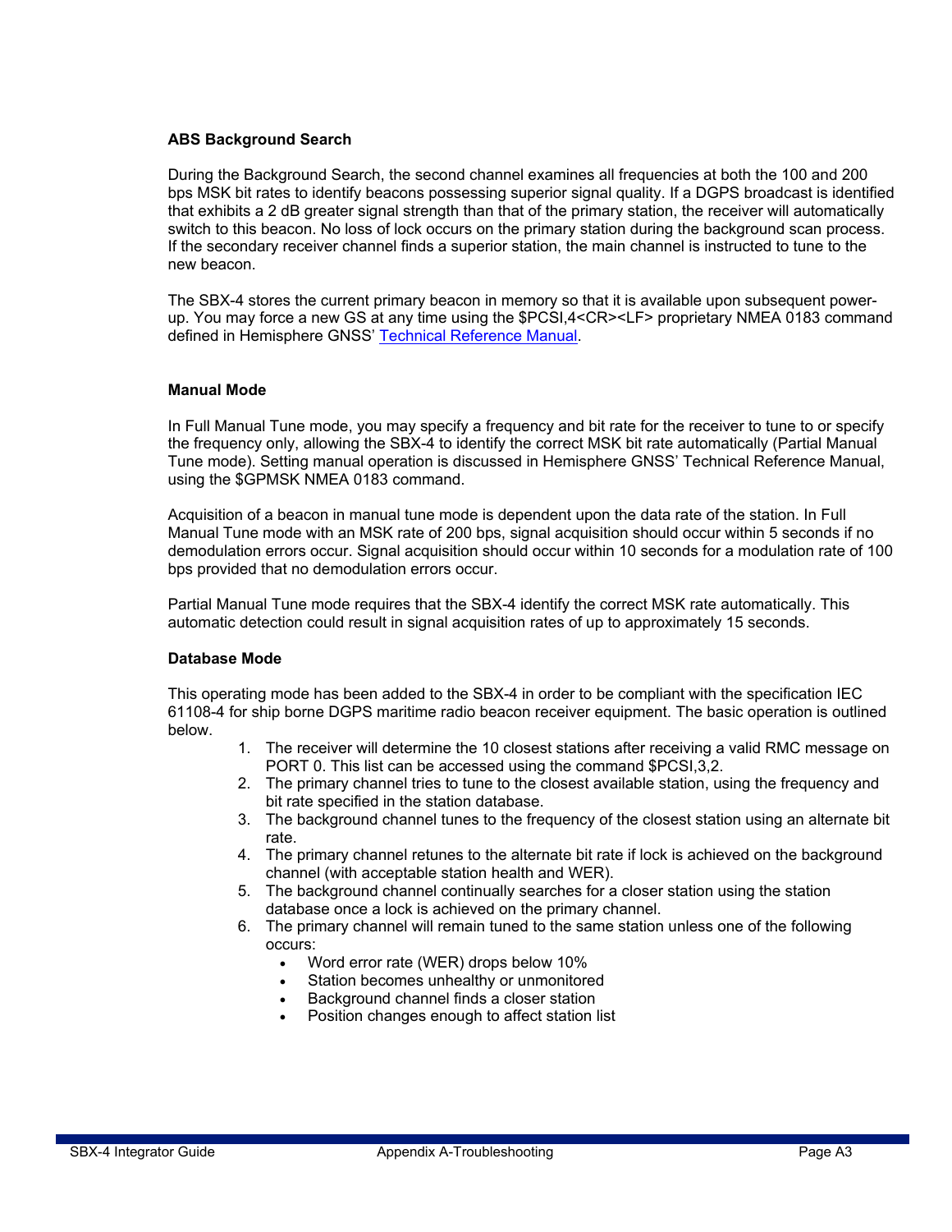### ABS Background Search

During the Background Search, the second channel examines all frequencies at both the 100 and 200 bps MSK bit rates to identify beacons possessing superior signal quality. If a DGPS broadcast is identified that exhibits a 2 dB greater signal strength than that of the primary station, the receiver will automatically switch to this beacon. No loss of lock occurs on the primary station during the background scan process. If the secondary receiver channel finds a superior station, the main channel is instructed to tune to the new beacon.

The SBX-4 stores the current primary beacon in memory so that it is available upon subsequent power-up. You may force a new GS at any time using the $PCSI,4<CR><LF> proprietary NMEA 0183 command defined in Hemisphere GNSS' Technical Reference Manual.

### Manual Mode

In Full Manual Tune mode, you may specify a frequency and bit rate for the receiver to tune to or specify the frequency only, allowing the SBX-4 to identify the correct MSK bit rate automatically (Partial Manual Tune mode). Setting manual operation is discussed in Hemisphere GNSS' Technical Reference Manual, using the $GPMSK NMEA 0183 command.

Acquisition of a beacon in manual tune mode is dependent upon the data rate of the station. In Full Manual Tune mode with an MSK rate of 200 bps, signal acquisition should occur within 5 seconds if no demodulation errors occur. Signal acquisition should occur within 10 seconds for a modulation rate of 100 bps provided that no demodulation errors occur.

Partial Manual Tune mode requires that the SBX-4 identify the correct MSK rate automatically. This automatic detection could result in signal acquisition rates of up to approximately 15 seconds.

### Database Mode

This operating mode has been added to the SBX-4 in order to be compliant with the specification IEC 61108-4 for ship borne DGPS maritime radio beacon receiver equipment. The basic operation is outlined below.

1. The receiver will determine the 10 closest stations after receiving a valid RMC message on PORT 0. This list can be accessed using the command $PCSI,3,2.
2. The primary channel tries to tune to the closest available station, using the frequency and bit rate specified in the station database.
3. The background channel tunes to the frequency of the closest station using an alternate bit rate.
4. The primary channel retunes to the alternate bit rate if lock is achieved on the background channel (with acceptable station health and WER).
5. The background channel continually searches for a closer station using the station database once a lock is achieved on the primary channel.
6. The primary channel will remain tuned to the same station unless one of the following occurs:
   - Word error rate (WER) drops below 10%
   - Station becomes unhealthy or unmonitored
   - Background channel finds a closer station
   - Position changes enough to affect station list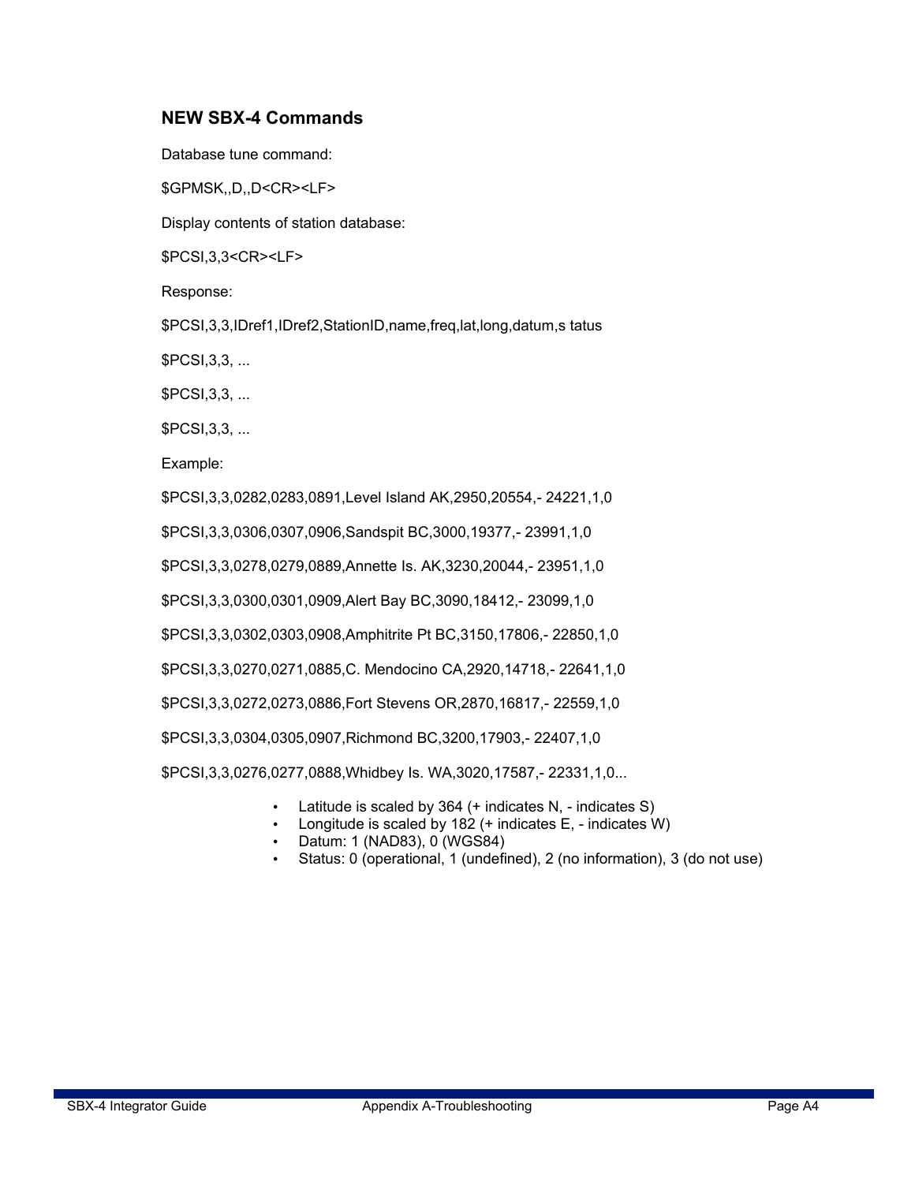### NEW SBX-4 Commands

Database tune command:

$GPMSK,,D,,D<CR><LF>

Display contents of station database:

$PCSI,3,3<CR><LF>

Response:

$PCSI,3,3,IDref1,IDref2,StationID,name,freq,lat,long,datum,s tatus

$PCSI,3,3, ...

$PCSI,3,3, ...

$PCSI,3,3, ...

Example:

$PCSI,3,3,0282,0283,0891,Level Island AK,2950,20554,- 24221,1,0

$PCSI,3,3,0306,0307,0906,Sandspit BC,3000,19377,- 23991,1,0

$PCSI,3,3,0278,0279,0889,Annette Is. AK,3230,20044,- 23951,1,0

$PCSI,3,3,0300,0301,0909,Alert Bay BC,3090,18412,- 23099,1,0

$PCSI,3,3,0302,0303,0908,Amphitrite Pt BC,3150,17806,- 22850,1,0

$PCSI,3,3,0270,0271,0885,C. Mendocino CA,2920,14718,- 22641,1,0

$PCSI,3,3,0272,0273,0886,Fort Stevens OR,2870,16817,- 22559,1,0

$PCSI,3,3,0304,0305,0907,Richmond BC,3200,17903,- 22407,1,0

$PCSI,3,3,0276,0277,0888,Whidbey Is. WA,3020,17587,- 22331,1,0...

- Latitude is scaled by 364 (+ indicates N, - indicates S)
- Longitude is scaled by 182 (+ indicates E, - indicates W)
- Datum: 1 (NAD83), 0 (WGS84)
- Status: 0 (operational, 1 (undefined), 2 (no information), 3 (do not use)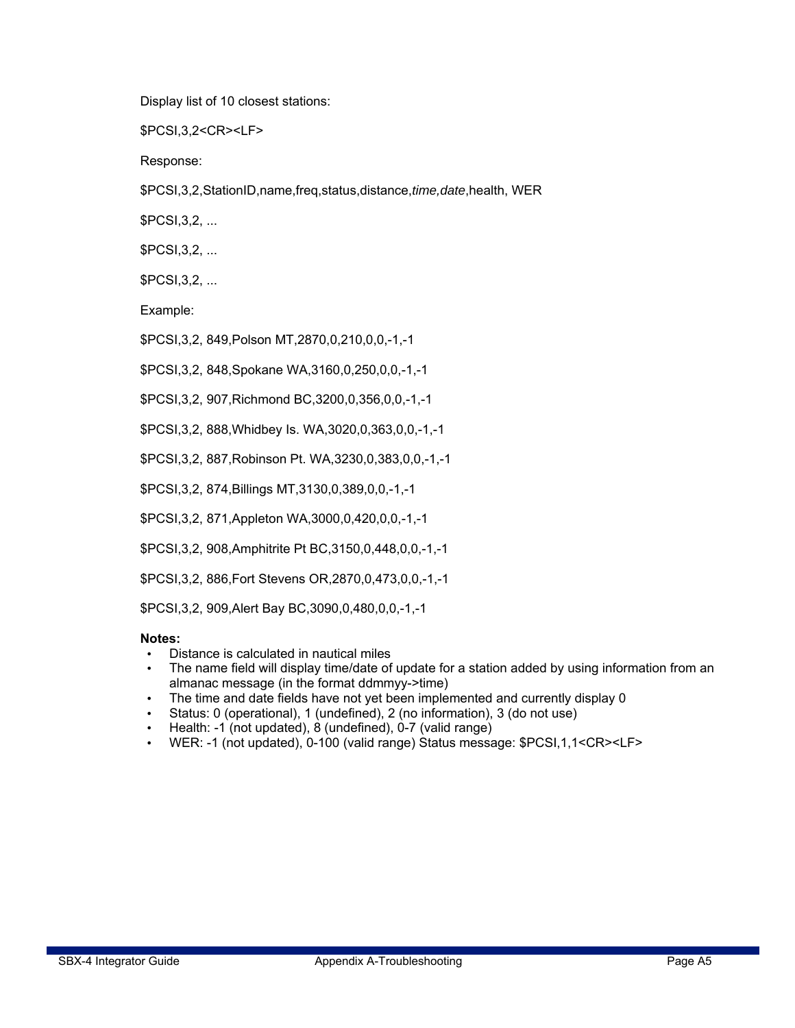Display list of 10 closest stations:

$PCSI,3,2<CR><LF>

Response:

$PCSI,3,2,StationID,name,freq,status,distance,*time,date*,health, WER

$PCSI,3,2, ...

$PCSI,3,2, ...

$PCSI,3,2, ...

Example:

$PCSI,3,2, 849,Polson MT,2870,0,210,0,0,-1,-1

$PCSI,3,2, 848,Spokane WA,3160,0,250,0,0,-1,-1

$PCSI,3,2, 907,Richmond BC,3200,0,356,0,0,-1,-1

$PCSI,3,2, 888,Whidbey Is. WA,3020,0,363,0,0,-1,-1

$PCSI,3,2, 887,Robinson Pt. WA,3230,0,383,0,0,-1,-1

$PCSI,3,2, 874,Billings MT,3130,0,389,0,0,-1,-1

$PCSI,3,2, 871,Appleton WA,3000,0,420,0,0,-1,-1

$PCSI,3,2, 908,Amphitrite Pt BC,3150,0,448,0,0,-1,-1

$PCSI,3,2, 886,Fort Stevens OR,2870,0,473,0,0,-1,-1

$PCSI,3,2, 909,Alert Bay BC,3090,0,480,0,0,-1,-1

**Notes:**

- Distance is calculated in nautical miles
- The name field will display time/date of update for a station added by using information from an almanac message (in the format ddmmyy->time)
- The time and date fields have not yet been implemented and currently display 0
- Status: 0 (operational), 1 (undefined), 2 (no information), 3 (do not use)
- Health: -1 (not updated), 8 (undefined), 0-7 (valid range)
- WER: -1 (not updated), 0-100 (valid range) Status message: $PCSI,1,1<CR><LF>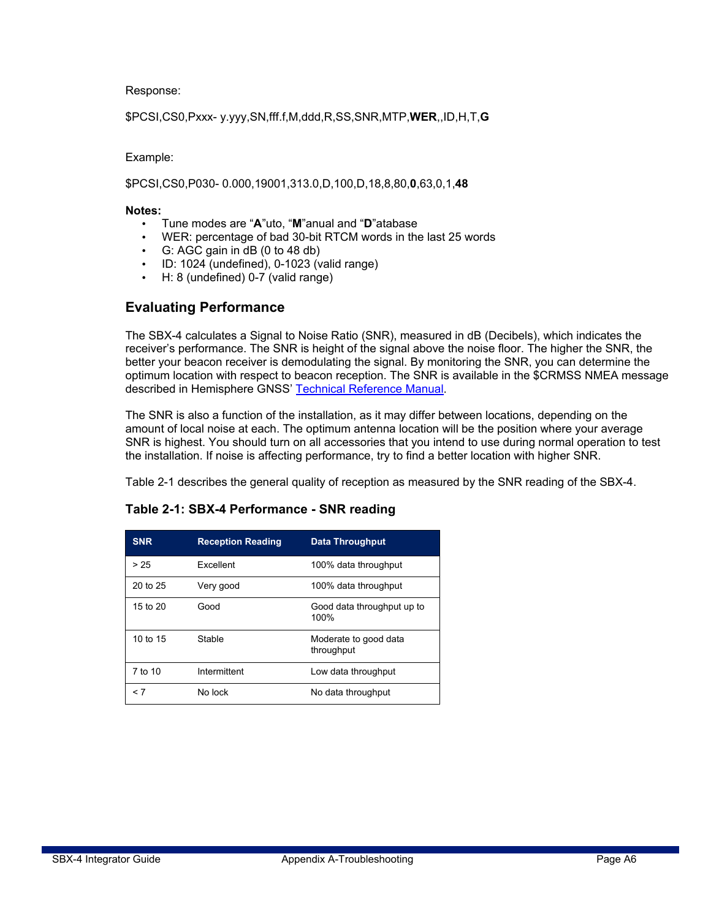Response:

$PCSI,CS0,Pxxx- y.yyy,SN,fff.f,M,ddd,R,SS,SNR,MTP,**WER**,,ID,H,T,**G**

Example:

$PCSI,CS0,P030- 0.000,19001,313.0,D,100,D,18,8,80,**0**,63,0,1,**48**

**Notes:**

- Tune modes are "**A**"uto, "**M**"anual and "**D**"atabase
- WER: percentage of bad 30-bit RTCM words in the last 25 words
- G: AGC gain in dB (0 to 48 db)
- ID: 1024 (undefined), 0-1023 (valid range)
- H: 8 (undefined) 0-7 (valid range)

## Evaluating Performance

The SBX-4 calculates a Signal to Noise Ratio (SNR), measured in dB (Decibels), which indicates the receiver's performance. The SNR is height of the signal above the noise floor. The higher the SNR, the better your beacon receiver is demodulating the signal. By monitoring the SNR, you can determine the optimum location with respect to beacon reception. The SNR is available in the $CRMSS NMEA message described in Hemisphere GNSS' Technical Reference Manual.

The SNR is also a function of the installation, as it may differ between locations, depending on the amount of local noise at each. The optimum antenna location will be the position where your average SNR is highest. You should turn on all accessories that you intend to use during normal operation to test the installation. If noise is affecting performance, try to find a better location with higher SNR.

Table 2-1 describes the general quality of reception as measured by the SNR reading of the SBX-4.

### Table 2-1: SBX-4 Performance - SNR reading

| SNR | Reception Reading | Data Throughput |
|---|---|---|
| > 25 | Excellent | 100% data throughput |
| 20 to 25 | Very good | 100% data throughput |
| 15 to 20 | Good | Good data throughput up to 100% |
| 10 to 15 | Stable | Moderate to good data throughput |
| 7 to 10 | Intermittent | Low data throughput |
| < 7 | No lock | No data throughput |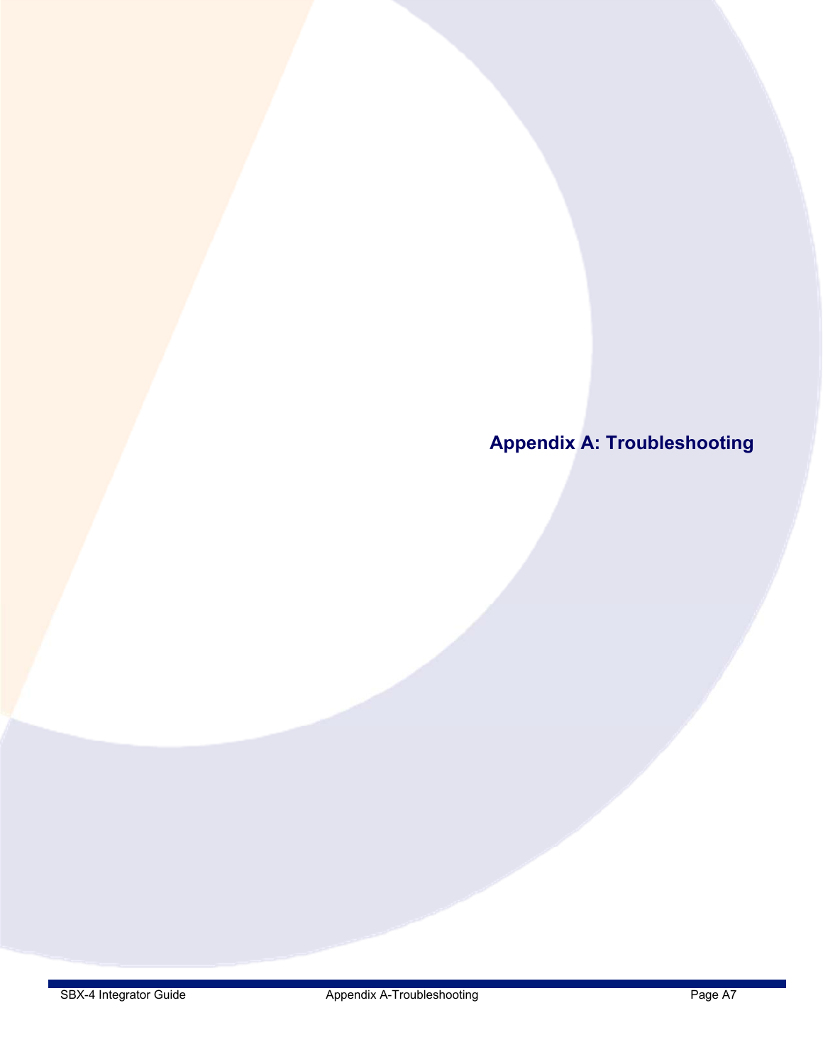# Appendix A: Troubleshooting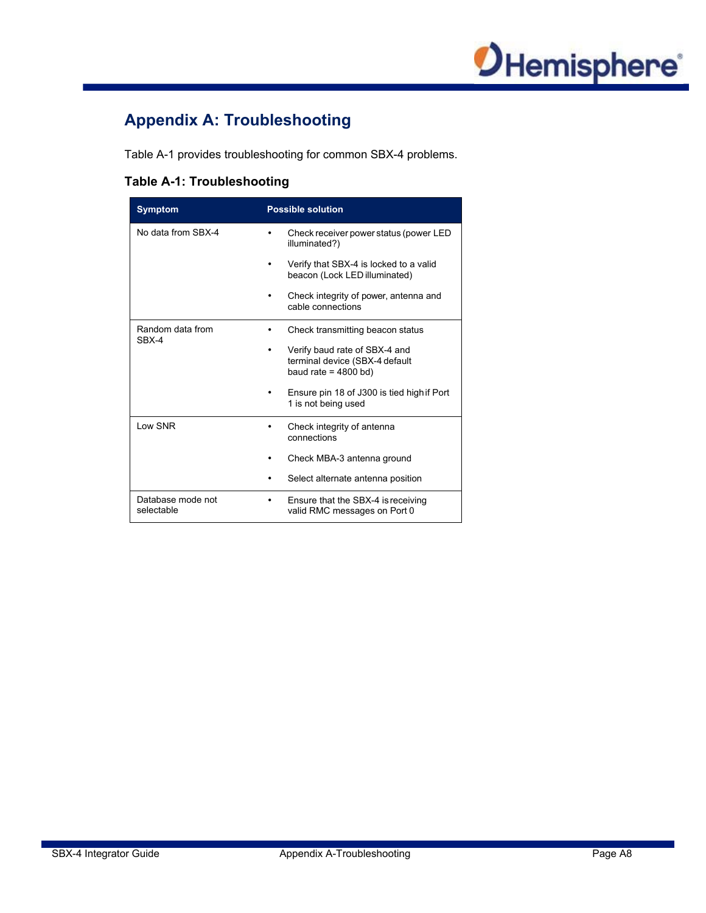# Appendix A: Troubleshooting

Table A-1 provides troubleshooting for common SBX-4 problems.

### Table A-1: Troubleshooting

| Symptom | Possible solution |
| --- | --- |
| No data from SBX-4 | • Check receiver power status (power LED illuminated?)<br>• Verify that SBX-4 is locked to a valid beacon (Lock LED illuminated)<br>• Check integrity of power, antenna and cable connections |
| Random data from SBX-4 | • Check transmitting beacon status<br>• Verify baud rate of SBX-4 and terminal device (SBX-4 default baud rate = 4800 bd)<br>• Ensure pin 18 of J300 is tied high if Port 1 is not being used |
| Low SNR | • Check integrity of antenna connections<br>• Check MBA-3 antenna ground<br>• Select alternate antenna position |
| Database mode not selectable | • Ensure that the SBX-4 is receiving valid RMC messages on Port 0 |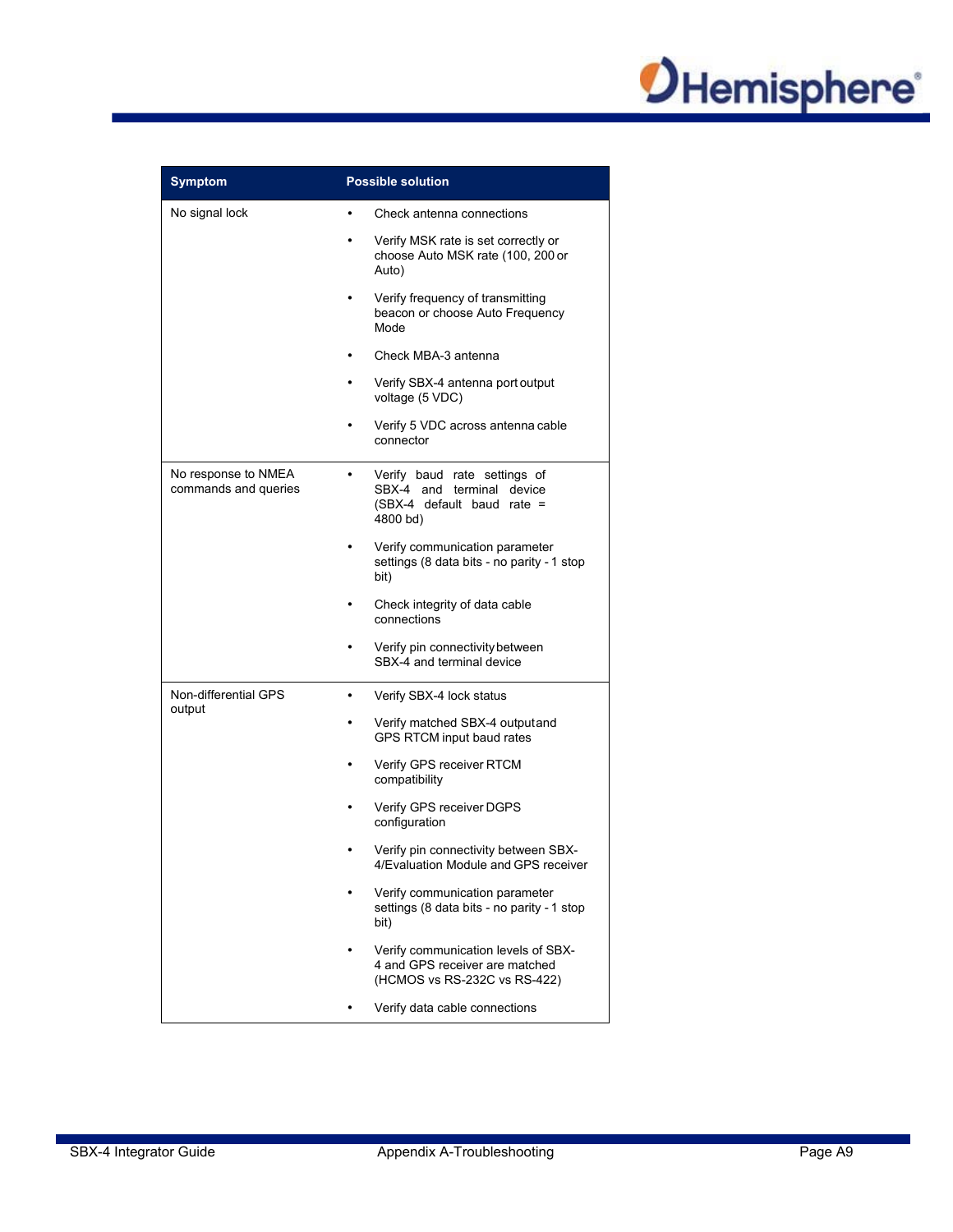| Symptom | Possible solution |
|---|---|
| No signal lock | • Check antenna connections<br>• Verify MSK rate is set correctly or choose Auto MSK rate (100, 200 or Auto)<br>• Verify frequency of transmitting beacon or choose Auto Frequency Mode<br>• Check MBA-3 antenna<br>• Verify SBX-4 antenna port output voltage (5 VDC)<br>• Verify 5 VDC across antenna cable connector |
| No response to NMEA commands and queries | • Verify baud rate settings of SBX-4 and terminal device (SBX-4 default baud rate = 4800 bd)<br>• Verify communication parameter settings (8 data bits - no parity - 1 stop bit)<br>• Check integrity of data cable connections<br>• Verify pin connectivity between SBX-4 and terminal device |
| Non-differential GPS output | • Verify SBX-4 lock status<br>• Verify matched SBX-4 output and GPS RTCM input baud rates<br>• Verify GPS receiver RTCM compatibility<br>• Verify GPS receiver DGPS configuration<br>• Verify pin connectivity between SBX-4/Evaluation Module and GPS receiver<br>• Verify communication parameter settings (8 data bits - no parity - 1 stop bit)<br>• Verify communication levels of SBX-4 and GPS receiver are matched (HCMOS vs RS-232C vs RS-422)<br>• Verify data cable connections |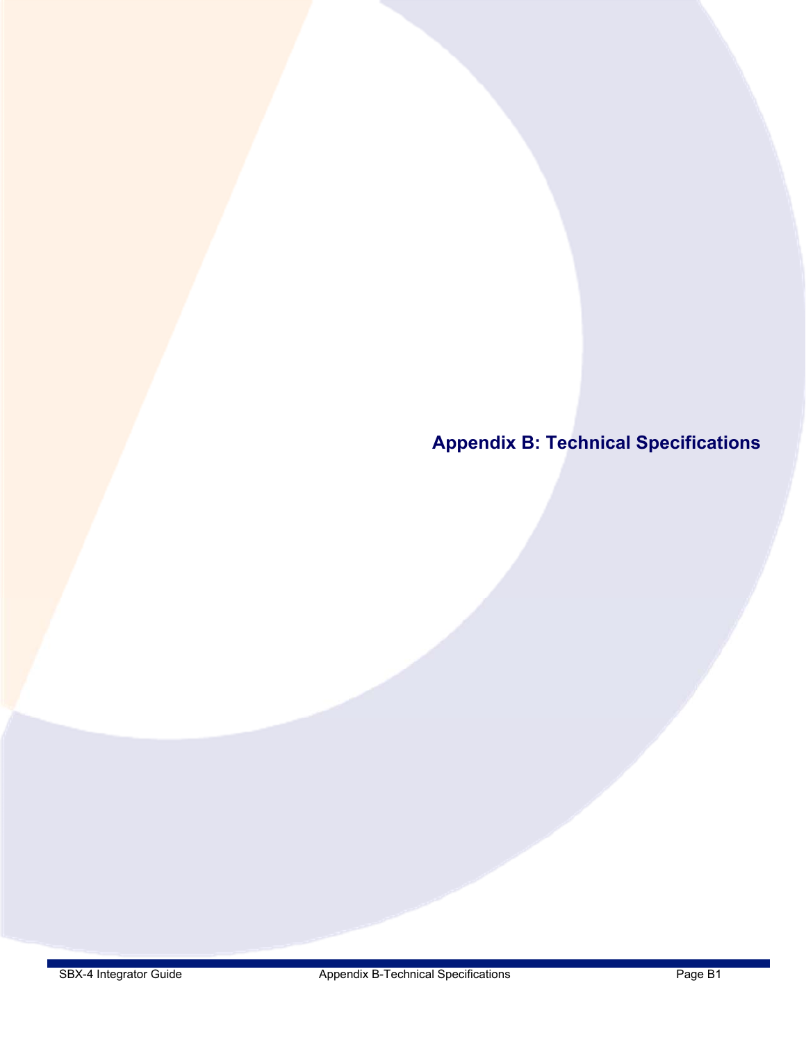# Appendix B: Technical Specifications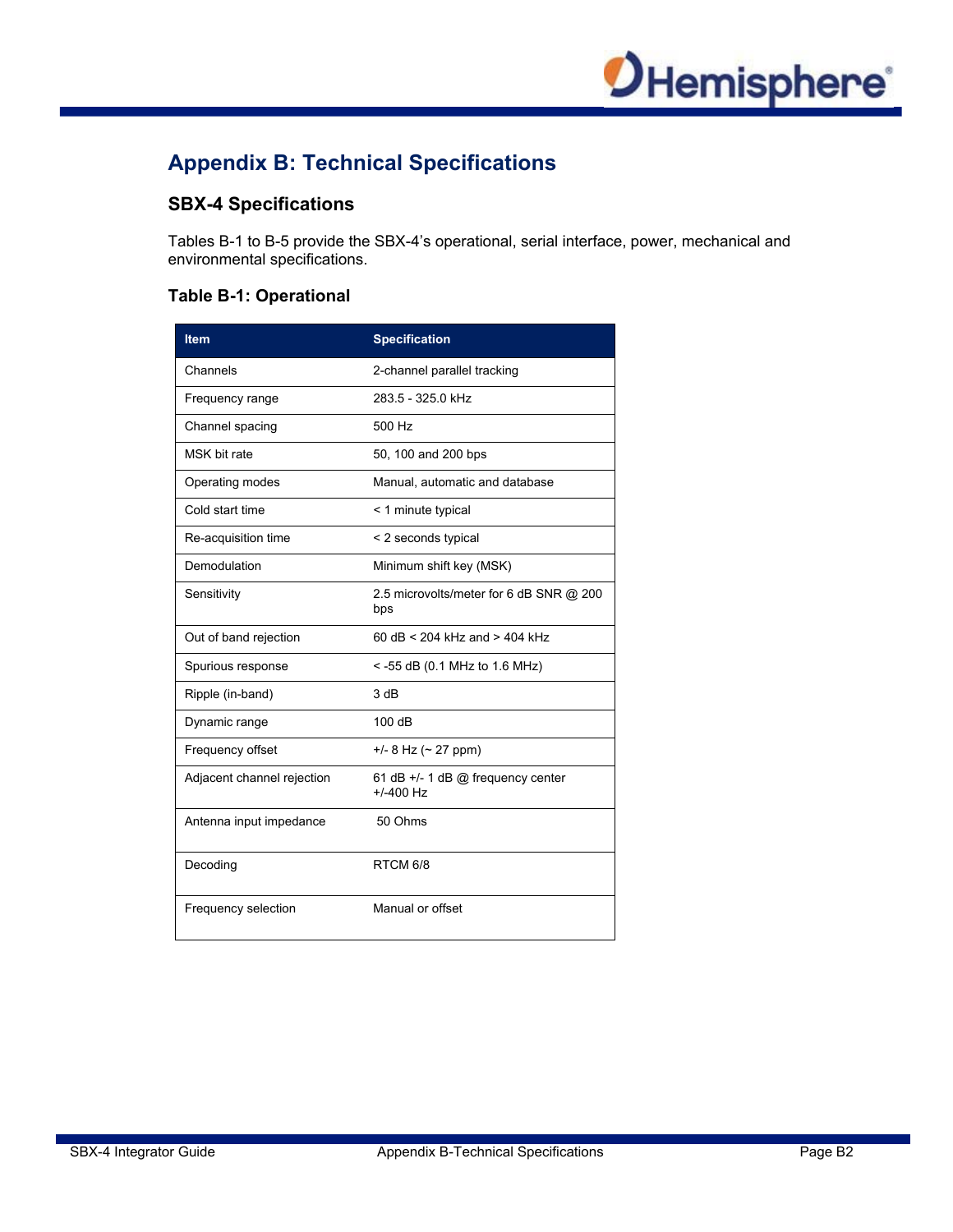# Appendix B: Technical Specifications

## SBX-4 Specifications

Tables B-1 to B-5 provide the SBX-4's operational, serial interface, power, mechanical and environmental specifications.

### Table B-1: Operational

| Item | Specification |
|---|---|
| Channels | 2-channel parallel tracking |
| Frequency range | 283.5 - 325.0 kHz |
| Channel spacing | 500 Hz |
| MSK bit rate | 50, 100 and 200 bps |
| Operating modes | Manual, automatic and database |
| Cold start time | < 1 minute typical |
| Re-acquisition time | < 2 seconds typical |
| Demodulation | Minimum shift key (MSK) |
| Sensitivity | 2.5 microvolts/meter for 6 dB SNR @ 200 bps |
| Out of band rejection | 60 dB < 204 kHz and > 404 kHz |
| Spurious response | < -55 dB (0.1 MHz to 1.6 MHz) |
| Ripple (in-band) | 3 dB |
| Dynamic range | 100 dB |
| Frequency offset | +/- 8 Hz (~ 27 ppm) |
| Adjacent channel rejection | 61 dB +/- 1 dB @ frequency center +/-400 Hz |
| Antenna input impedance | 50 Ohms |
| Decoding | RTCM 6/8 |
| Frequency selection | Manual or offset |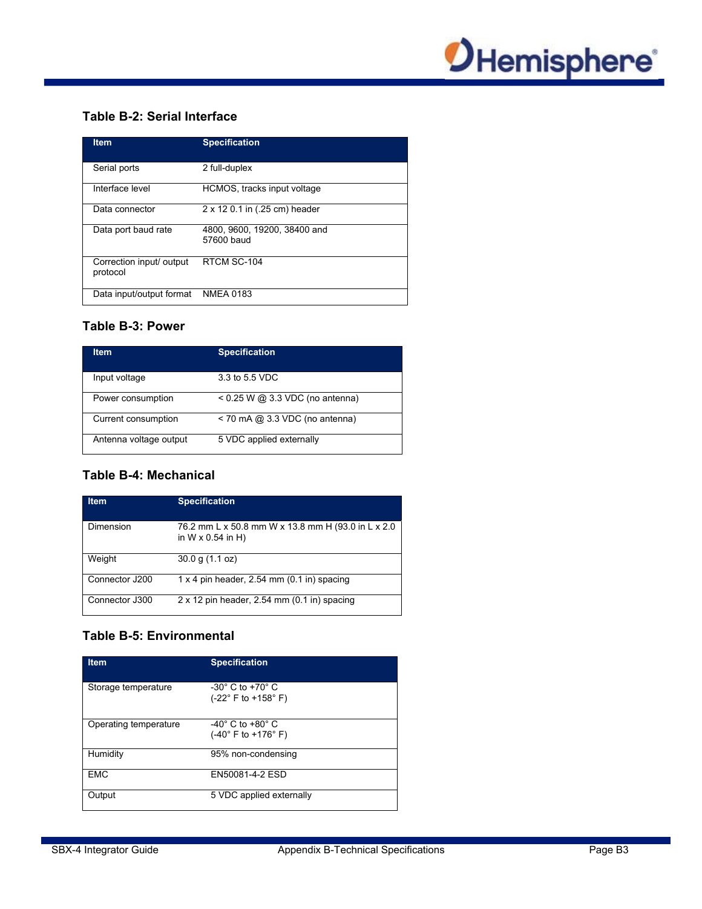### Table B-2: Serial Interface

| Item | Specification |
| --- | --- |
| Serial ports | 2 full-duplex |
| Interface level | HCMOS, tracks input voltage |
| Data connector | 2 x 12 0.1 in (.25 cm) header |
| Data port baud rate | 4800, 9600, 19200, 38400 and 57600 baud |
| Correction input/ output protocol | RTCM SC-104 |
| Data input/output format | NMEA 0183 |

### Table B-3: Power

| Item | Specification |
| --- | --- |
| Input voltage | 3.3 to 5.5 VDC |
| Power consumption | < 0.25 W @ 3.3 VDC (no antenna) |
| Current consumption | < 70 mA @ 3.3 VDC (no antenna) |
| Antenna voltage output | 5 VDC applied externally |

### Table B-4: Mechanical

| Item | Specification |
| --- | --- |
| Dimension | 76.2 mm L x 50.8 mm W x 13.8 mm H (93.0 in L x 2.0 in W x 0.54 in H) |
| Weight | 30.0 g (1.1 oz) |
| Connector J200 | 1 x 4 pin header, 2.54 mm (0.1 in) spacing |
| Connector J300 | 2 x 12 pin header, 2.54 mm (0.1 in) spacing |

### Table B-5: Environmental

| Item | Specification |
| --- | --- |
| Storage temperature | -30° C to +70° C (-22° F to +158° F) |
| Operating temperature | -40° C to +80° C (-40° F to +176° F) |
| Humidity | 95% non-condensing |
| EMC | EN50081-4-2 ESD |
| Output | 5 VDC applied externally |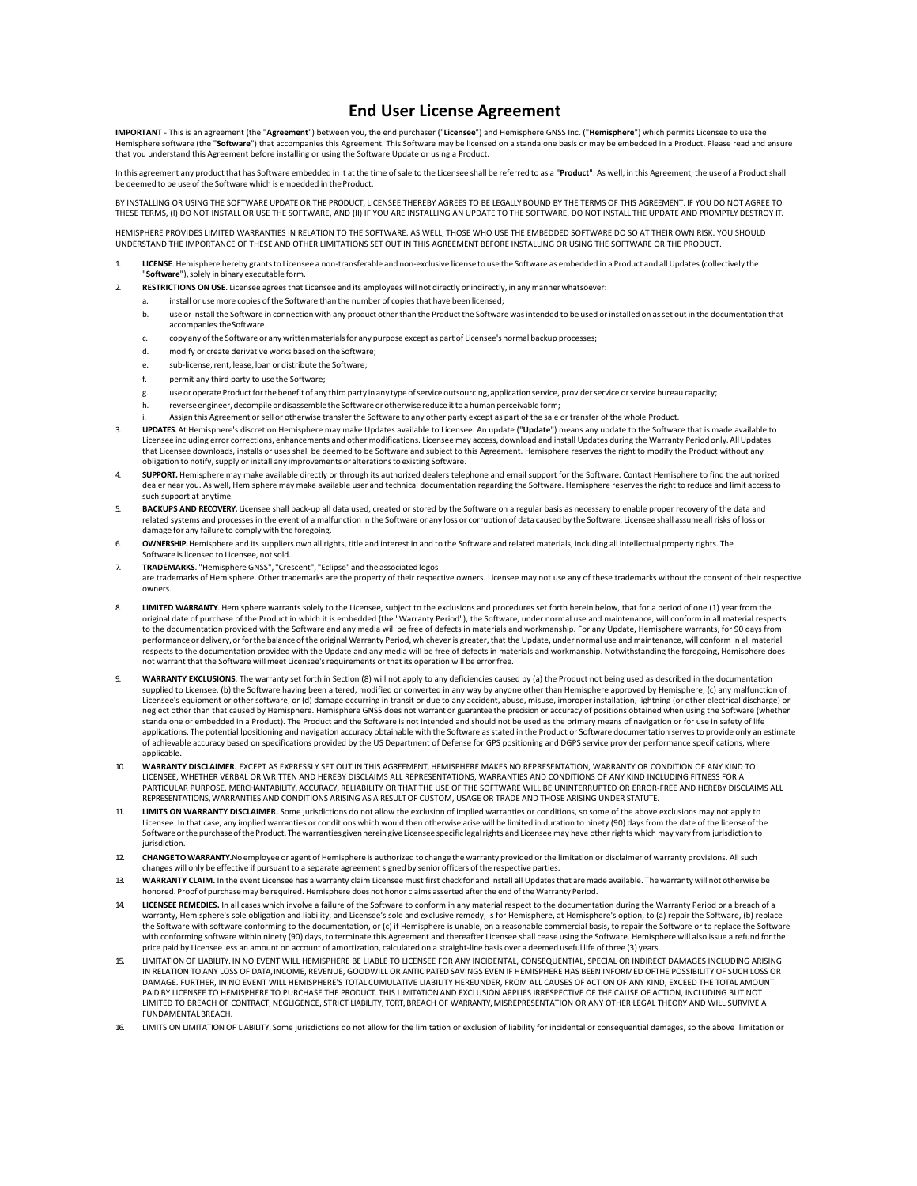# End User License Agreement

**IMPORTANT** - This is an agreement (the "**Agreement**") between you, the end purchaser ("**Licensee**") and Hemisphere GNSS Inc. ("**Hemisphere**") which permits Licensee to use the Hemisphere software (the "**Software**") that accompanies this Agreement. This Software may be licensed on a standalone basis or may be embedded in a Product. Please read and ensure that you understand this Agreement before installing or using the Software Update or using a Product.

In this agreement any product that has Software embedded in it at the time of sale to the Licensee shall be referred to as a "**Product**". As well, in this Agreement, the use of a Product shall be deemed to be use of the Software which is embedded in the Product.

BY INSTALLING OR USING THE SOFTWARE UPDATE OR THE PRODUCT, LICENSEE THEREBY AGREES TO BE LEGALLY BOUND BY THE TERMS OF THIS AGREEMENT. IF YOU DO NOT AGREE TO THESE TERMS, (I) DO NOT INSTALL OR USE THE SOFTWARE, AND (II) IF YOU ARE INSTALLING AN UPDATE TO THE SOFTWARE, DO NOT INSTALL THE UPDATE AND PROMPTLY DESTROY IT.

HEMISPHERE PROVIDES LIMITED WARRANTIES IN RELATION TO THE SOFTWARE. AS WELL, THOSE WHO USE THE EMBEDDED SOFTWARE DO SO AT THEIR OWN RISK. YOU SHOULD UNDERSTAND THE IMPORTANCE OF THESE AND OTHER LIMITATIONS SET OUT IN THIS AGREEMENT BEFORE INSTALLING OR USING THE SOFTWARE OR THE PRODUCT.

1. **LICENSE**. Hemisphere hereby grants to Licensee a non-transferable and non-exclusive license to use the Software as embedded in a Product and all Updates (collectively the "**Software**"), solely in binary executable form.
2. **RESTRICTIONS ON USE**. Licensee agrees that Licensee and its employees will not directly or indirectly, in any manner whatsoever:
   a. install or use more copies of the Software than the number of copies that have been licensed;
   b. use or install the Software in connection with any product other than the Product the Software was intended to be used or installed on as set out in the documentation that accompanies the Software.
   c. copy any of the Software or any written materials for any purpose except as part of Licensee's normal backup processes;
   d. modify or create derivative works based on the Software;
   e. sub-license, rent, lease, loan or distribute the Software;
   f. permit any third party to use the Software;
   g. use or operate Product for the benefit of any third party in any type of service outsourcing, application service, provider service or service bureau capacity;
   h. reverse engineer, decompile or disassemble the Software or otherwise reduce it to a human perceivable form;
   i. Assign this Agreement or sell or otherwise transfer the Software to any other party except as part of the sale or transfer of the whole Product.
3. **UPDATES**. At Hemisphere's discretion Hemisphere may make Updates available to Licensee. An update ("**Update**") means any update to the Software that is made available to Licensee including error corrections, enhancements and other modifications. Licensee may access, download and install Updates during the Warranty Period only. All Updates that Licensee downloads, installs or uses shall be deemed to be Software and subject to this Agreement. Hemisphere reserves the right to modify the Product without any obligation to notify, supply or install any improvements or alterations to existing Software.
4. **SUPPORT.** Hemisphere may make available directly or through its authorized dealers telephone and email support for the Software. Contact Hemisphere to find the authorized dealer near you. As well, Hemisphere may make available user and technical documentation regarding the Software. Hemisphere reserves the right to reduce and limit access to such support at anytime.
5. **BACKUPS AND RECOVERY.** Licensee shall back-up all data used, created or stored by the Software on a regular basis as necessary to enable proper recovery of the data and related systems and processes in the event of a malfunction in the Software or any loss or corruption of data caused by the Software. Licensee shall assume all risks of loss or damage for any failure to comply with the foregoing.
6. **OWNERSHIP.** Hemisphere and its suppliers own all rights, title and interest in and to the Software and related materials, including all intellectual property rights. The Software is licensed to Licensee, not sold.
7. **TRADEMARKS**. "Hemisphere GNSS", "Crescent", "Eclipse" and the associated logos are trademarks of Hemisphere. Other trademarks are the property of their respective owners. Licensee may not use any of these trademarks without the consent of their respective owners.
8. **LIMITED WARRANTY**. Hemisphere warrants solely to the Licensee, subject to the exclusions and procedures set forth herein below, that for a period of one (1) year from the original date of purchase of the Product in which it is embedded (the "Warranty Period"), the Software, under normal use and maintenance, will conform in all material respects to the documentation provided with the Software and any media will be free of defects in materials and workmanship. For any Update, Hemisphere warrants, for 90 days from performance or delivery, or for the balance of the original Warranty Period, whichever is greater, that the Update, under normal use and maintenance, will conform in all material respects to the documentation provided with the Update and any media will be free of defects in materials and workmanship. Notwithstanding the foregoing, Hemisphere does not warrant that the Software will meet Licensee's requirements or that its operation will be error free.
9. **WARRANTY EXCLUSIONS**. The warranty set forth in Section (8) will not apply to any deficiencies caused by (a) the Product not being used as described in the documentation supplied to Licensee, (b) the Software having been altered, modified or converted in any way by anyone other than Hemisphere approved by Hemisphere, (c) any malfunction of Licensee's equipment or other software, or (d) damage occurring in transit or due to any accident, abuse, misuse, improper installation, lightning (or other electrical discharge) or neglect other than that caused by Hemisphere. Hemisphere GNSS does not warrant or guarantee the precision or accuracy of positions obtained when using the Software (whether standalone or embedded in a Product). The Product and the Software is not intended and should not be used as the primary means of navigation or for use in safety of life applications. The potential lpositioning and navigation accuracy obtainable with the Software as stated in the Product or Software documentation serves to provide only an estimate of achievable accuracy based on specifications provided by the US Department of Defense for GPS positioning and DGPS service provider performance specifications, where applicable.
10. **WARRANTY DISCLAIMER.** EXCEPT AS EXPRESSLY SET OUT IN THIS AGREEMENT, HEMISPHERE MAKES NO REPRESENTATION, WARRANTY OR CONDITION OF ANY KIND TO LICENSEE, WHETHER VERBAL OR WRITTEN AND HEREBY DISCLAIMS ALL REPRESENTATIONS, WARRANTIES AND CONDITIONS OF ANY KIND INCLUDING FITNESS FOR A PARTICULAR PURPOSE, MERCHANTABILITY, ACCURACY, RELIABILITY OR THAT THE USE OF THE SOFTWARE WILL BE UNINTERRUPTED OR ERROR-FREE AND HEREBY DISCLAIMS ALL REPRESENTATIONS, WARRANTIES AND CONDITIONS ARISING AS A RESULT OF CUSTOM, USAGE OR TRADE AND THOSE ARISING UNDER STATUTE.
11. **LIMITS ON WARRANTY DISCLAIMER.** Some jurisdictions do not allow the exclusion of implied warranties or conditions, so some of the above exclusions may not apply to Licensee. In that case, any implied warranties or conditions which would then otherwise arise will be limited in duration to ninety (90) days from the date of the license of the Software or the purchase of the Product. The warranties given herein give Licensee specific legal rights and Licensee may have other rights which may vary from jurisdiction to jurisdiction.
12. **CHANGE TO WARRANTY.** No employee or agent of Hemisphere is authorized to change the warranty provided or the limitation or disclaimer of warranty provisions. All such changes will only be effective if pursuant to a separate agreement signed by senior officers of the respective parties.
13. **WARRANTY CLAIM.** In the event Licensee has a warranty claim Licensee must first check for and install all Updates that are made available. The warranty will not otherwise be honored. Proof of purchase may be required. Hemisphere does not honor claims asserted after the end of the Warranty Period.
14. **LICENSEE REMEDIES.** In all cases which involve a failure of the Software to conform in any material respect to the documentation during the Warranty Period or a breach of a warranty, Hemisphere's sole obligation and liability, and Licensee's sole and exclusive remedy, is for Hemisphere, at Hemisphere's option, to (a) repair the Software, (b) replace the Software with software conforming to the documentation, or (c) if Hemisphere is unable, on a reasonable commercial basis, to repair the Software or to replace the Software with conforming software within ninety (90) days, to terminate this Agreement and thereafter Licensee shall cease using the Software. Hemisphere will also issue a refund for the price paid by Licensee less an amount on account of amortization, calculated on a straight-line basis over a deemed useful life of three (3) years.
15. LIMITATION OF LIABILITY. IN NO EVENT WILL HEMISPHERE BE LIABLE TO LICENSEE FOR ANY INCIDENTAL, CONSEQUENTIAL, SPECIAL OR INDIRECT DAMAGES INCLUDING ARISING IN RELATION TO ANY LOSS OF DATA, INCOME, REVENUE, GOODWILL OR ANTICIPATED SAVINGS EVEN IF HEMISPHERE HAS BEEN INFORMED OFTHE POSSIBILITY OF SUCH LOSS OR DAMAGE. FURTHER, IN NO EVENT WILL HEMISPHERE'S TOTAL CUMULATIVE LIABILITY HEREUNDER, FROM ALL CAUSES OF ACTION OF ANY KIND, EXCEED THE TOTAL AMOUNT PAID BY LICENSEE TO HEMISPHERE TO PURCHASE THE PRODUCT. THIS LIMITATION AND EXCLUSION APPLIES IRRESPECTIVE OF THE CAUSE OF ACTION, INCLUDING BUT NOT LIMITED TO BREACH OF CONTRACT, NEGLIGENCE, STRICT LIABILITY, TORT, BREACH OF WARRANTY, MISREPRESENTATION OR ANY OTHER LEGAL THEORY AND WILL SURVIVE A FUNDAMENTAL BREACH.
16. LIMITS ON LIMITATION OF LIABILITY. Some jurisdictions do not allow for the limitation or exclusion of liability for incidental or consequential damages, so the above limitation or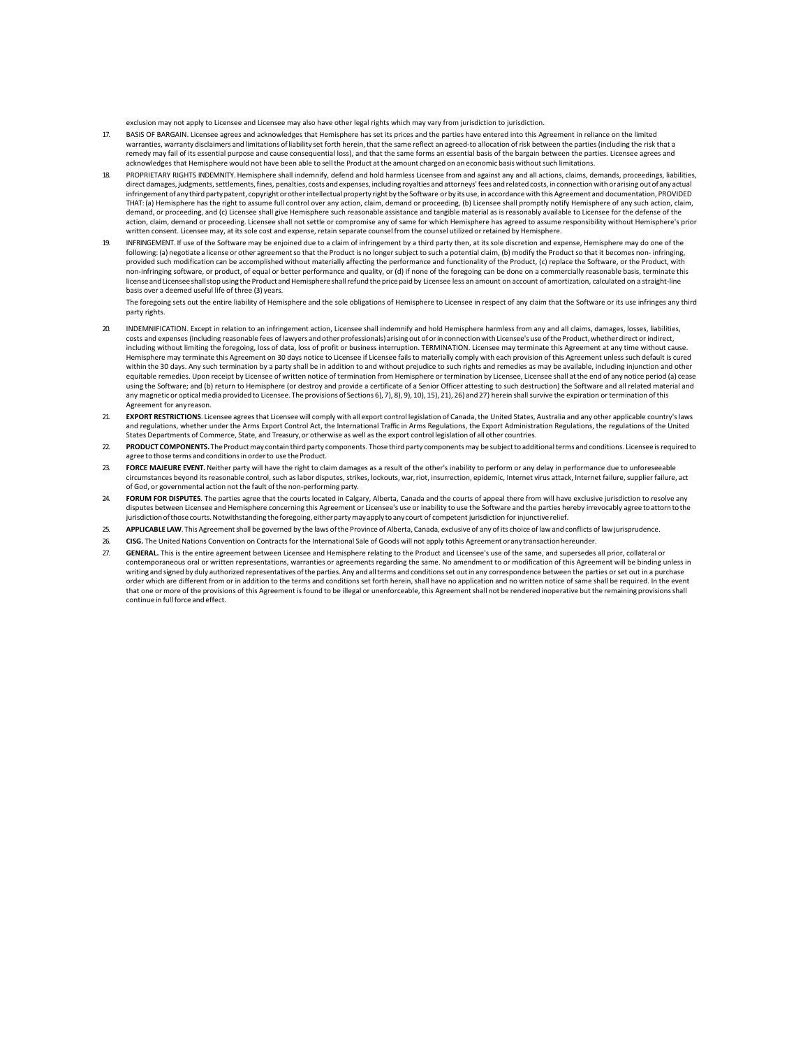exclusion may not apply to Licensee and Licensee may also have other legal rights which may vary from jurisdiction to jurisdiction.

17. BASIS OF BARGAIN. Licensee agrees and acknowledges that Hemisphere has set its prices and the parties have entered into this Agreement in reliance on the limited warranties, warranty disclaimers and limitations of liability set forth herein, that the same reflect an agreed-to allocation of risk between the parties (including the risk that a remedy may fail of its essential purpose and cause consequential loss), and that the same forms an essential basis of the bargain between the parties. Licensee agrees and acknowledges that Hemisphere would not have been able to sell the Product at the amount charged on an economic basis without such limitations.

18. PROPRIETARY RIGHTS INDEMNITY. Hemisphere shall indemnify, defend and hold harmless Licensee from and against any and all actions, claims, demands, proceedings, liabilities, direct damages, judgments, settlements, fines, penalties, costs and expenses, including royalties and attorneys' fees and related costs, in connection with or arising out of any actual infringement of any third party patent, copyright or other intellectual property right by the Software or by its use, in accordance with this Agreement and documentation, PROVIDED THAT: (a) Hemisphere has the right to assume full control over any action, claim, demand or proceeding, (b) Licensee shall promptly notify Hemisphere of any such action, claim, demand, or proceeding, and (c) Licensee shall give Hemisphere such reasonable assistance and tangible material as is reasonably available to Licensee for the defense of the action, claim, demand or proceeding. Licensee shall not settle or compromise any of same for which Hemisphere has agreed to assume responsibility without Hemisphere's prior written consent. Licensee may, at its sole cost and expense, retain separate counsel from the counsel utilized or retained by Hemisphere.

19. INFRINGEMENT. If use of the Software may be enjoined due to a claim of infringement by a third party then, at its sole discretion and expense, Hemisphere may do one of the following: (a) negotiate a license or other agreement so that the Product is no longer subject to such a potential claim, (b) modify the Product so that it becomes non- infringing, provided such modification can be accomplished without materially affecting the performance and functionality of the Product, (c) replace the Software, or the Product, with non-infringing software, or product, of equal or better performance and quality, or (d) if none of the foregoing can be done on a commercially reasonable basis, terminate this license and Licensee shall stop using the Product and Hemisphere shall refund the price paid by Licensee less an amount on account of amortization, calculated on a straight-line basis over a deemed useful life of three (3) years.

    The foregoing sets out the entire liability of Hemisphere and the sole obligations of Hemisphere to Licensee in respect of any claim that the Software or its use infringes any third party rights.

20. INDEMNIFICATION. Except in relation to an infringement action, Licensee shall indemnify and hold Hemisphere harmless from any and all claims, damages, losses, liabilities, costs and expenses (including reasonable fees of lawyers and other professionals) arising out of or in connection with Licensee's use of the Product, whether direct or indirect, including without limiting the foregoing, loss of data, loss of profit or business interruption. TERMINATION. Licensee may terminate this Agreement at any time without cause. Hemisphere may terminate this Agreement on 30 days notice to Licensee if Licensee fails to materially comply with each provision of this Agreement unless such default is cured within the 30 days. Any such termination by a party shall be in addition to and without prejudice to such rights and remedies as may be available, including injunction and other equitable remedies. Upon receipt by Licensee of written notice of termination from Hemisphere or termination by Licensee, Licensee shall at the end of any notice period (a) cease using the Software; and (b) return to Hemisphere (or destroy and provide a certificate of a Senior Officer attesting to such destruction) the Software and all related material and any magnetic or optical media provided to Licensee. The provisions of Sections 6), 7), 8), 9), 10), 15), 21), 26) and 27) herein shall survive the expiration or termination of this Agreement for any reason.

21. **EXPORT RESTRICTIONS**. Licensee agrees that Licensee will comply with all export control legislation of Canada, the United States, Australia and any other applicable country's laws and regulations, whether under the Arms Export Control Act, the International Traffic in Arms Regulations, the Export Administration Regulations, the regulations of the United States Departments of Commerce, State, and Treasury, or otherwise as well as the export control legislation of all other countries.

22. **PRODUCT COMPONENTS.** The Product may contain third party components. Those third party components may be subject to additional terms and conditions. Licensee is required to agree to those terms and conditions in order to use the Product.

23. **FORCE MAJEURE EVENT.** Neither party will have the right to claim damages as a result of the other's inability to perform or any delay in performance due to unforeseeable circumstances beyond its reasonable control, such as labor disputes, strikes, lockouts, war, riot, insurrection, epidemic, Internet virus attack, Internet failure, supplier failure, act of God, or governmental action not the fault of the non-performing party.

24. **FORUM FOR DISPUTES**. The parties agree that the courts located in Calgary, Alberta, Canada and the courts of appeal there from will have exclusive jurisdiction to resolve any disputes between Licensee and Hemisphere concerning this Agreement or Licensee's use or inability to use the Software and the parties hereby irrevocably agree to attorn to the jurisdiction of those courts. Notwithstanding the foregoing, either party may apply to any court of competent jurisdiction for injunctive relief.

25. **APPLICABLE LAW**. This Agreement shall be governed by the laws of the Province of Alberta, Canada, exclusive of any of its choice of law and conflicts of law jurisprudence.

26. **CISG.** The United Nations Convention on Contracts for the International Sale of Goods will not apply tothis Agreement or any transaction hereunder.

27. **GENERAL.** This is the entire agreement between Licensee and Hemisphere relating to the Product and Licensee's use of the same, and supersedes all prior, collateral or contemporaneous oral or written representations, warranties or agreements regarding the same. No amendment to or modification of this Agreement will be binding unless in writing and signed by duly authorized representatives of the parties. Any and all terms and conditions set out in any correspondence between the parties or set out in a purchase order which are different from or in addition to the terms and conditions set forth herein, shall have no application and no written notice of same shall be required. In the event that one or more of the provisions of this Agreement is found to be illegal or unenforceable, this Agreement shall not be rendered inoperative but the remaining provisions shall continue in full force and effect.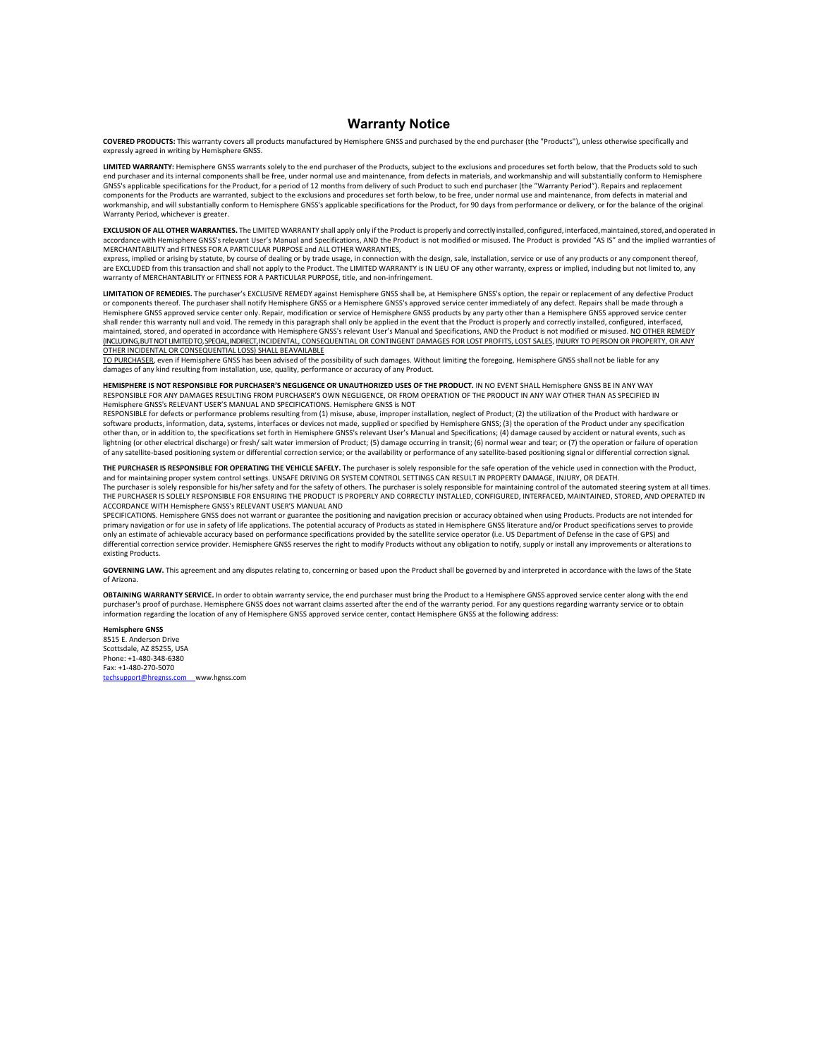# Warranty Notice

**COVERED PRODUCTS:** This warranty covers all products manufactured by Hemisphere GNSS and purchased by the end purchaser (the "Products"), unless otherwise specifically and expressly agreed in writing by Hemisphere GNSS.

**LIMITED WARRANTY:** Hemisphere GNSS warrants solely to the end purchaser of the Products, subject to the exclusions and procedures set forth below, that the Products sold to such end purchaser and its internal components shall be free, under normal use and maintenance, from defects in materials, and workmanship and will substantially conform to Hemisphere GNSS's applicable specifications for the Product, for a period of 12 months from delivery of such Product to such end purchaser (the "Warranty Period"). Repairs and replacement components for the Products are warranted, subject to the exclusions and procedures set forth below, to be free, under normal use and maintenance, from defects in material and workmanship, and will substantially conform to Hemisphere GNSS's applicable specifications for the Product, for 90 days from performance or delivery, or for the balance of the original Warranty Period, whichever is greater.

**EXCLUSION OF ALL OTHER WARRANTIES.** The LIMITED WARRANTY shall apply only if the Product is properly and correctly installed, configured, interfaced, maintained, stored, and operated in accordance with Hemisphere GNSS's relevant User's Manual and Specifications, AND the Product is not modified or misused. The Product is provided "AS IS" and the implied warranties of MERCHANTABILITY and FITNESS FOR A PARTICULAR PURPOSE and ALL OTHER WARRANTIES,
express, implied or arising by statute, by course of dealing or by trade usage, in connection with the design, sale, installation, service or use of any products or any component thereof, are EXCLUDED from this transaction and shall not apply to the Product. The LIMITED WARRANTY is IN LIEU OF any other warranty, express or implied, including but not limited to, any warranty of MERCHANTABILITY or FITNESS FOR A PARTICULAR PURPOSE, title, and non-infringement.

**LIMITATION OF REMEDIES.** The purchaser's EXCLUSIVE REMEDY against Hemisphere GNSS shall be, at Hemisphere GNSS's option, the repair or replacement of any defective Product or components thereof. The purchaser shall notify Hemisphere GNSS or a Hemisphere GNSS's approved service center immediately of any defect. Repairs shall be made through a Hemisphere GNSS approved service center only. Repair, modification or service of Hemisphere GNSS products by any party other than a Hemisphere GNSS approved service center shall render this warranty null and void. The remedy in this paragraph shall only be applied in the event that the Product is properly and correctly installed, configured, interfaced, maintained, stored, and operated in accordance with Hemisphere GNSS's relevant User's Manual and Specifications, AND the Product is not modified or misused. NO OTHER REMEDY (INCLUDING, BUT NOT LIMITED TO, SPECIAL, INDIRECT, INCIDENTAL, CONSEQUENTIAL OR CONTINGENT DAMAGES FOR LOST PROFITS, LOST SALES, INJURY TO PERSON OR PROPERTY, OR ANY OTHER INCIDENTAL OR CONSEQUENTIAL LOSS) SHALL BE AVAILABLE
TO PURCHASER, even if Hemisphere GNSS has been advised of the possibility of such damages. Without limiting the foregoing, Hemisphere GNSS shall not be liable for any damages of any kind resulting from installation, use, quality, performance or accuracy of any Product.

**HEMISPHERE IS NOT RESPONSIBLE FOR PURCHASER'S NEGLIGENCE OR UNAUTHORIZED USES OF THE PRODUCT.** IN NO EVENT SHALL Hemisphere GNSS BE IN ANY WAY RESPONSIBLE FOR ANY DAMAGES RESULTING FROM PURCHASER'S OWN NEGLIGENCE, OR FROM OPERATION OF THE PRODUCT IN ANY WAY OTHER THAN AS SPECIFIED IN Hemisphere GNSS's RELEVANT USER'S MANUAL AND SPECIFICATIONS. Hemisphere GNSS is NOT
RESPONSIBLE for defects or performance problems resulting from (1) misuse, abuse, improper installation, neglect of Product; (2) the utilization of the Product with hardware or software products, information, data, systems, interfaces or devices not made, supplied or specified by Hemisphere GNSS; (3) the operation of the Product under any specification other than, or in addition to, the specifications set forth in Hemisphere GNSS's relevant User's Manual and Specifications; (4) damage caused by accident or natural events, such as lightning (or other electrical discharge) or fresh/ salt water immersion of Product; (5) damage occurring in transit; (6) normal wear and tear; or (7) the operation or failure of operation of any satellite-based positioning system or differential correction service; or the availability or performance of any satellite-based positioning signal or differential correction signal.

**THE PURCHASER IS RESPONSIBLE FOR OPERATING THE VEHICLE SAFELY.** The purchaser is solely responsible for the safe operation of the vehicle used in connection with the Product, and for maintaining proper system control settings. UNSAFE DRIVING OR SYSTEM CONTROL SETTINGS CAN RESULT IN PROPERTY DAMAGE, INJURY, OR DEATH.
The purchaser is solely responsible for his/her safety and for the safety of others. The purchaser is solely responsible for maintaining control of the automated steering system at all times. THE PURCHASER IS SOLELY RESPONSIBLE FOR ENSURING THE PRODUCT IS PROPERLY AND CORRECTLY INSTALLED, CONFIGURED, INTERFACED, MAINTAINED, STORED, AND OPERATED IN ACCORDANCE WITH Hemisphere GNSS's RELEVANT USER'S MANUAL AND
SPECIFICATIONS. Hemisphere GNSS does not warrant or guarantee the positioning and navigation precision or accuracy obtained when using Products. Products are not intended for primary navigation or for use in safety of life applications. The potential accuracy of Products as stated in Hemisphere GNSS literature and/or Product specifications serves to provide only an estimate of achievable accuracy based on performance specifications provided by the satellite service operator (i.e. US Department of Defense in the case of GPS) and differential correction service provider. Hemisphere GNSS reserves the right to modify Products without any obligation to notify, supply or install any improvements or alterations to existing Products.

**GOVERNING LAW.** This agreement and any disputes relating to, concerning or based upon the Product shall be governed by and interpreted in accordance with the laws of the State of Arizona.

**OBTAINING WARRANTY SERVICE.** In order to obtain warranty service, the end purchaser must bring the Product to a Hemisphere GNSS approved service center along with the end purchaser's proof of purchase. Hemisphere GNSS does not warrant claims asserted after the end of the warranty period. For any questions regarding warranty service or to obtain information regarding the location of any of Hemisphere GNSS approved service center, contact Hemisphere GNSS at the following address:

**Hemisphere GNSS**
8515 E. Anderson Drive
Scottsdale, AZ 85255, USA
Phone: +1-480-348-6380
Fax: +1-480-270-5070
techsupport@hregnss.com www.hgnss.com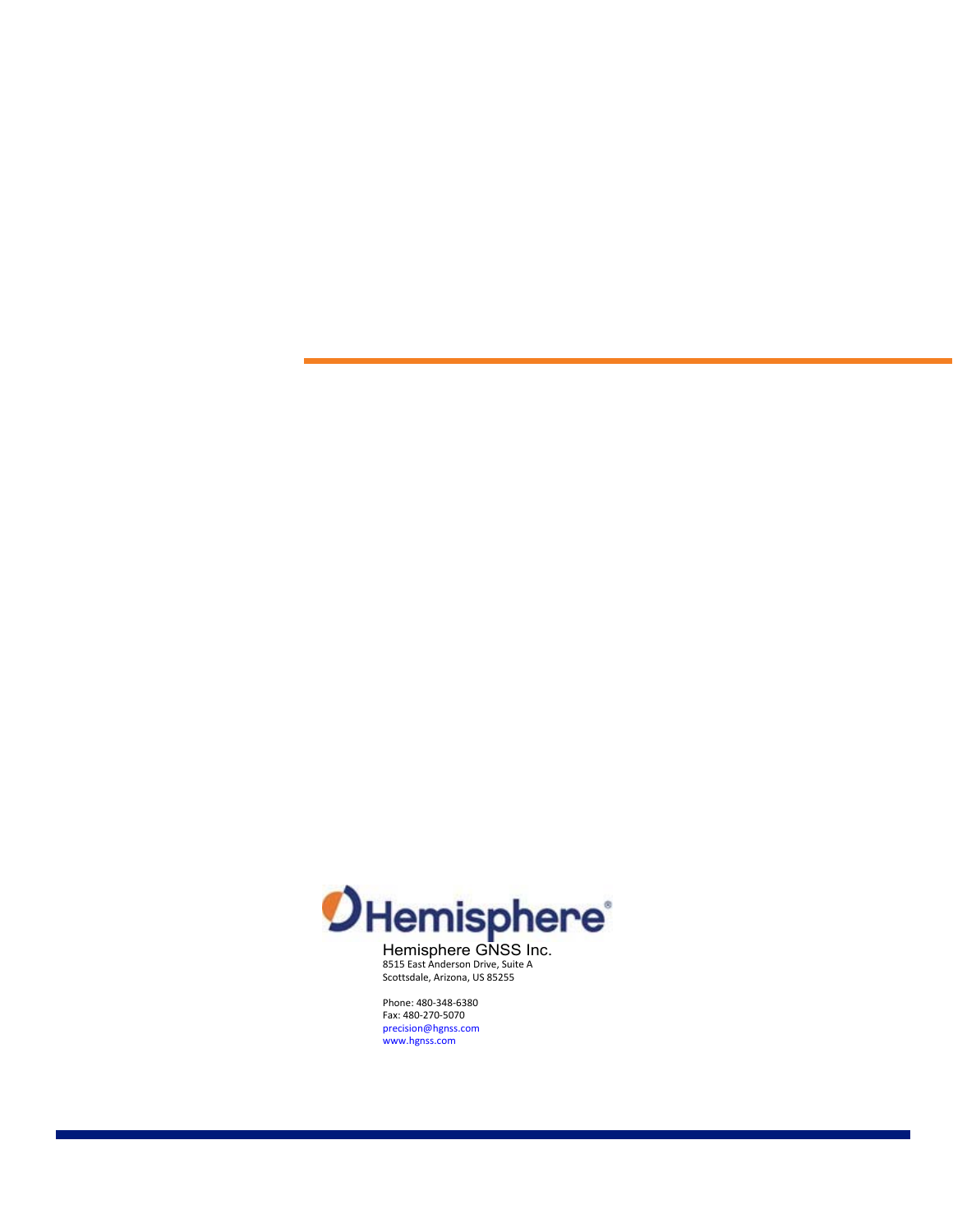Hemisphere GNSS Inc.
8515 East Anderson Drive, Suite A
Scottsdale, Arizona, US 85255

Phone: 480-348-6380
Fax: 480-270-5070
precision@hgnss.com
www.hgnss.com